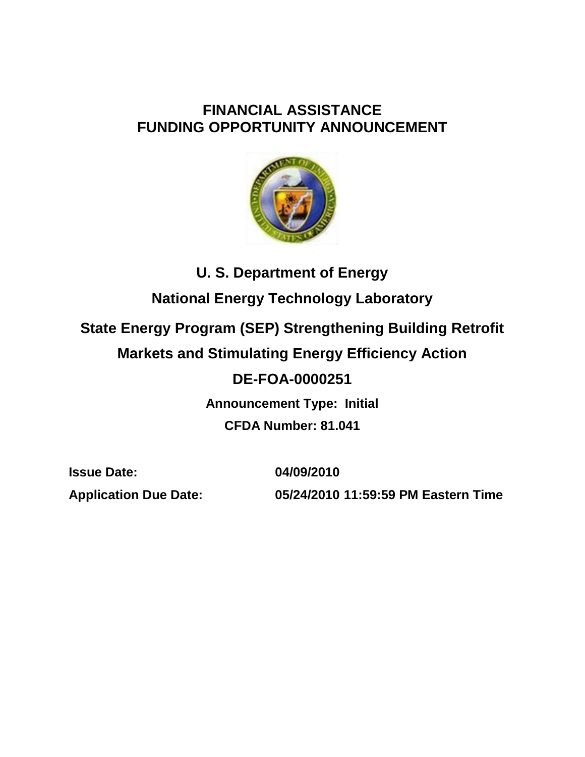# FINANCIAL ASSISTANCE FUNDING OPPORTUNITY ANNOUNCEMENT

## U. S. Department of Energy

## National Energy Technology Laboratory

## State Energy Program (SEP) Strengthening Building Retrofit Markets and Stimulating Energy Efficiency Action

## DE-FOA-0000251

**Announcement Type: Initial**

**CFDA Number: 81.041**

| | |
|---|---|
| **Issue Date:** | **04/09/2010** |
| **Application Due Date:** | **05/24/2010 11:59:59 PM Eastern Time** |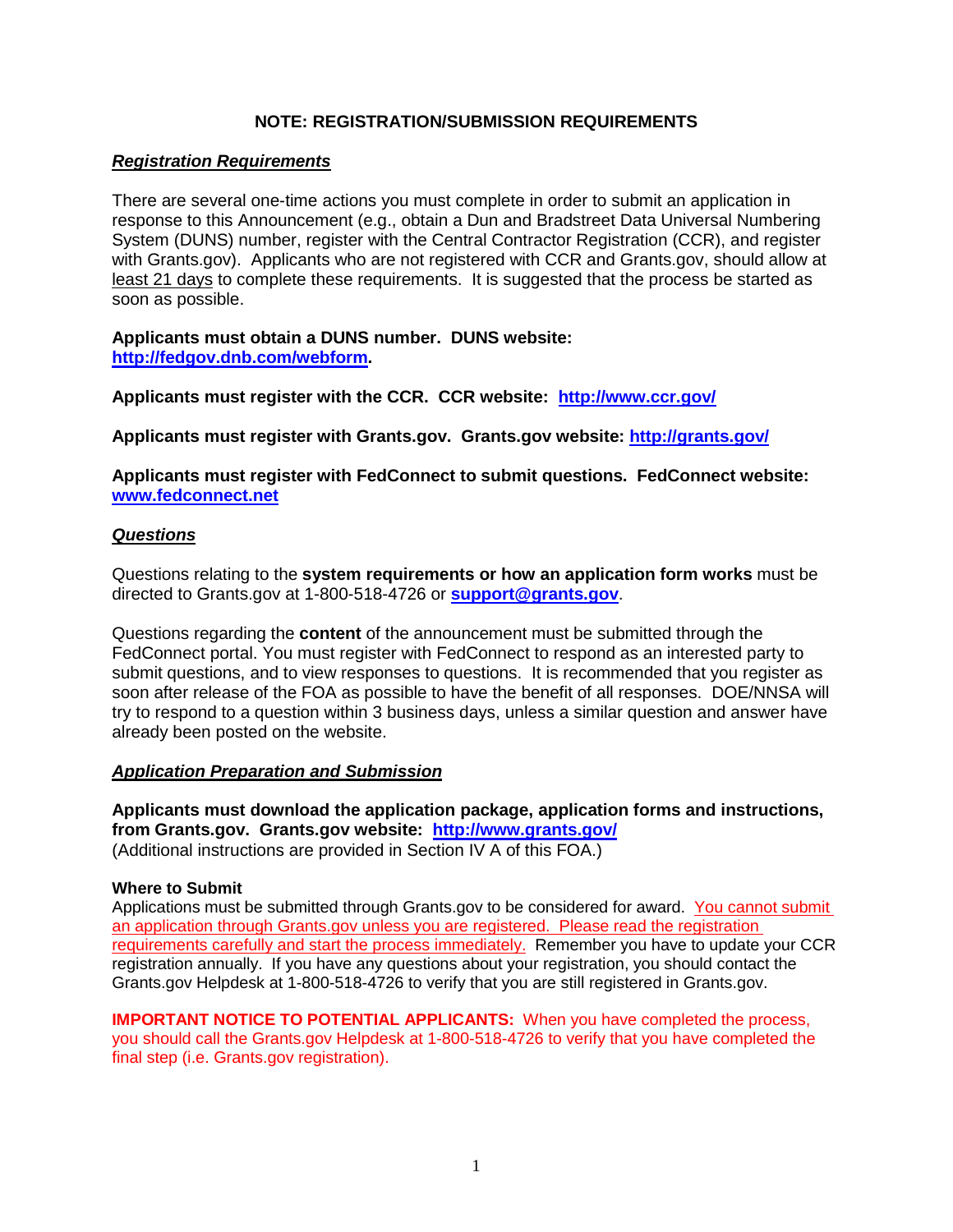## NOTE: REGISTRATION/SUBMISSION REQUIREMENTS

***Registration Requirements***

There are several one-time actions you must complete in order to submit an application in response to this Announcement (e.g., obtain a Dun and Bradstreet Data Universal Numbering System (DUNS) number, register with the Central Contractor Registration (CCR), and register with Grants.gov). Applicants who are not registered with CCR and Grants.gov, should allow at least 21 days to complete these requirements. It is suggested that the process be started as soon as possible.

**Applicants must obtain a DUNS number. DUNS website: http://fedgov.dnb.com/webform.**

**Applicants must register with the CCR. CCR website: http://www.ccr.gov/**

**Applicants must register with Grants.gov. Grants.gov website: http://grants.gov/**

**Applicants must register with FedConnect to submit questions. FedConnect website: www.fedconnect.net**

***Questions***

Questions relating to the **system requirements or how an application form works** must be directed to Grants.gov at 1-800-518-4726 or **support@grants.gov**.

Questions regarding the **content** of the announcement must be submitted through the FedConnect portal. You must register with FedConnect to respond as an interested party to submit questions, and to view responses to questions. It is recommended that you register as soon after release of the FOA as possible to have the benefit of all responses. DOE/NNSA will try to respond to a question within 3 business days, unless a similar question and answer have already been posted on the website.

***Application Preparation and Submission***

**Applicants must download the application package, application forms and instructions, from Grants.gov. Grants.gov website: http://www.grants.gov/**
(Additional instructions are provided in Section IV A of this FOA.)

**Where to Submit**
Applications must be submitted through Grants.gov to be considered for award. You cannot submit an application through Grants.gov unless you are registered. Please read the registration requirements carefully and start the process immediately. Remember you have to update your CCR registration annually. If you have any questions about your registration, you should contact the Grants.gov Helpdesk at 1-800-518-4726 to verify that you are still registered in Grants.gov.

**IMPORTANT NOTICE TO POTENTIAL APPLICANTS:** When you have completed the process, you should call the Grants.gov Helpdesk at 1-800-518-4726 to verify that you have completed the final step (i.e. Grants.gov registration).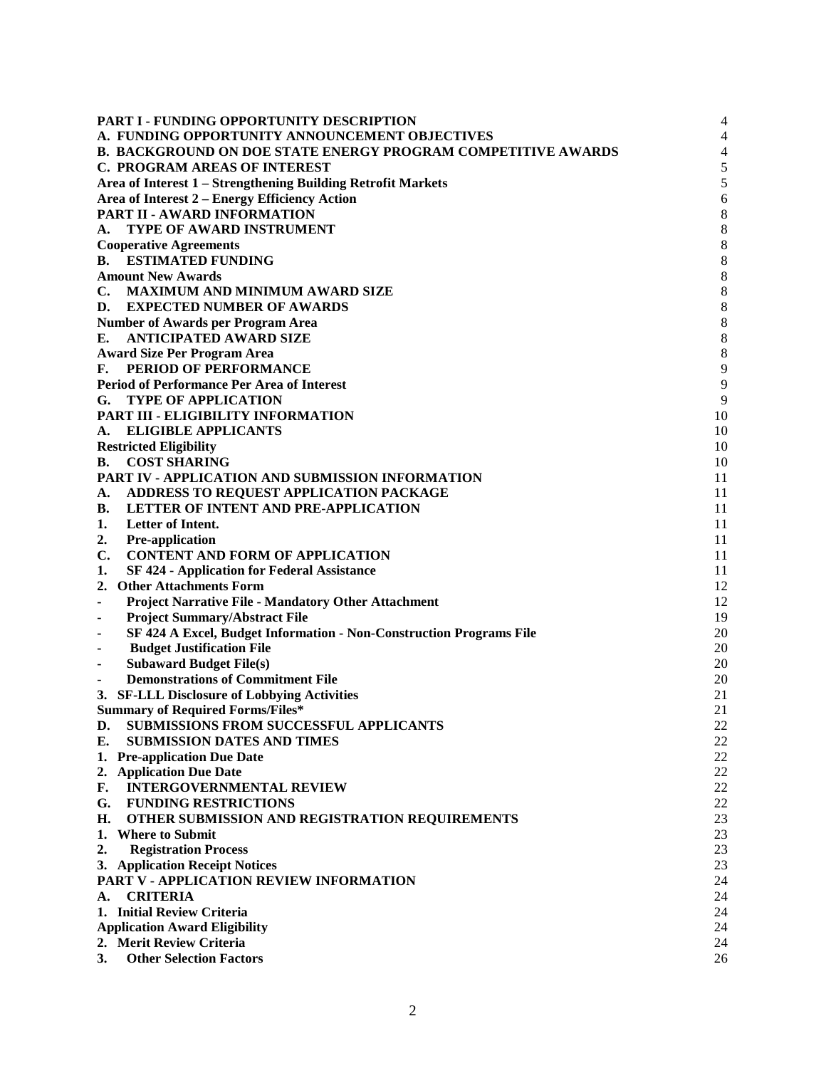| | |
|---|---|
| **PART I - FUNDING OPPORTUNITY DESCRIPTION** | 4 |
| **A. FUNDING OPPORTUNITY ANNOUNCEMENT OBJECTIVES** | 4 |
| **B. BACKGROUND ON DOE STATE ENERGY PROGRAM COMPETITIVE AWARDS** | 4 |
| **C. PROGRAM AREAS OF INTEREST** | 5 |
| **Area of Interest 1 – Strengthening Building Retrofit Markets** | 5 |
| **Area of Interest 2 – Energy Efficiency Action** | 6 |
| **PART II - AWARD INFORMATION** | 8 |
| **A. TYPE OF AWARD INSTRUMENT** | 8 |
| **Cooperative Agreements** | 8 |
| **B. ESTIMATED FUNDING** | 8 |
| **Amount New Awards** | 8 |
| **C. MAXIMUM AND MINIMUM AWARD SIZE** | 8 |
| **D. EXPECTED NUMBER OF AWARDS** | 8 |
| **Number of Awards per Program Area** | 8 |
| **E. ANTICIPATED AWARD SIZE** | 8 |
| **Award Size Per Program Area** | 8 |
| **F. PERIOD OF PERFORMANCE** | 9 |
| **Period of Performance Per Area of Interest** | 9 |
| **G. TYPE OF APPLICATION** | 9 |
| **PART III - ELIGIBILITY INFORMATION** | 10 |
| **A. ELIGIBLE APPLICANTS** | 10 |
| **Restricted Eligibility** | 10 |
| **B. COST SHARING** | 10 |
| **PART IV - APPLICATION AND SUBMISSION INFORMATION** | 11 |
| **A. ADDRESS TO REQUEST APPLICATION PACKAGE** | 11 |
| **B. LETTER OF INTENT AND PRE-APPLICATION** | 11 |
| **1. Letter of Intent.** | 11 |
| **2. Pre-application** | 11 |
| **C. CONTENT AND FORM OF APPLICATION** | 11 |
| **1. SF 424 - Application for Federal Assistance** | 11 |
| **2. Other Attachments Form** | 12 |
| **- Project Narrative File - Mandatory Other Attachment** | 12 |
| **- Project Summary/Abstract File** | 19 |
| **- SF 424 A Excel, Budget Information - Non-Construction Programs File** | 20 |
| **- Budget Justification File** | 20 |
| **- Subaward Budget File(s)** | 20 |
| **- Demonstrations of Commitment File** | 20 |
| **3. SF-LLL Disclosure of Lobbying Activities** | 21 |
| **Summary of Required Forms/Files*** | 21 |
| **D. SUBMISSIONS FROM SUCCESSFUL APPLICANTS** | 22 |
| **E. SUBMISSION DATES AND TIMES** | 22 |
| **1. Pre-application Due Date** | 22 |
| **2. Application Due Date** | 22 |
| **F. INTERGOVERNMENTAL REVIEW** | 22 |
| **G. FUNDING RESTRICTIONS** | 22 |
| **H. OTHER SUBMISSION AND REGISTRATION REQUIREMENTS** | 23 |
| **1. Where to Submit** | 23 |
| **2. Registration Process** | 23 |
| **3. Application Receipt Notices** | 23 |
| **PART V - APPLICATION REVIEW INFORMATION** | 24 |
| **A. CRITERIA** | 24 |
| **1. Initial Review Criteria** | 24 |
| **Application Award Eligibility** | 24 |
| **2. Merit Review Criteria** | 24 |
| **3. Other Selection Factors** | 26 |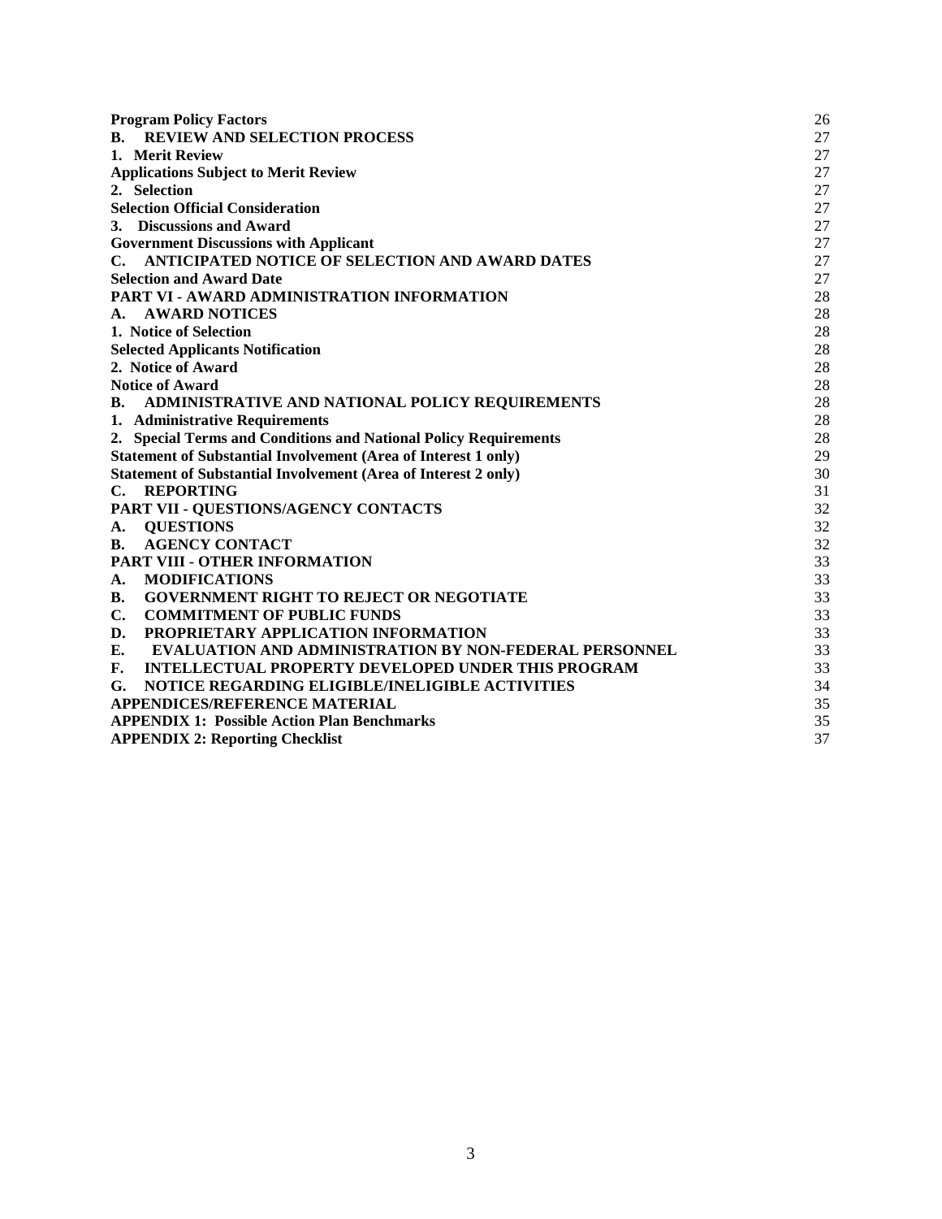| | |
|---|---|
| **Program Policy Factors** | 26 |
| **B. REVIEW AND SELECTION PROCESS** | 27 |
| **1. Merit Review** | 27 |
| **Applications Subject to Merit Review** | 27 |
| **2. Selection** | 27 |
| **Selection Official Consideration** | 27 |
| **3. Discussions and Award** | 27 |
| **Government Discussions with Applicant** | 27 |
| **C. ANTICIPATED NOTICE OF SELECTION AND AWARD DATES** | 27 |
| **Selection and Award Date** | 27 |
| **PART VI - AWARD ADMINISTRATION INFORMATION** | 28 |
| **A. AWARD NOTICES** | 28 |
| **1. Notice of Selection** | 28 |
| **Selected Applicants Notification** | 28 |
| **2. Notice of Award** | 28 |
| **Notice of Award** | 28 |
| **B. ADMINISTRATIVE AND NATIONAL POLICY REQUIREMENTS** | 28 |
| **1. Administrative Requirements** | 28 |
| **2. Special Terms and Conditions and National Policy Requirements** | 28 |
| **Statement of Substantial Involvement (Area of Interest 1 only)** | 29 |
| **Statement of Substantial Involvement (Area of Interest 2 only)** | 30 |
| **C. REPORTING** | 31 |
| **PART VII - QUESTIONS/AGENCY CONTACTS** | 32 |
| **A. QUESTIONS** | 32 |
| **B. AGENCY CONTACT** | 32 |
| **PART VIII - OTHER INFORMATION** | 33 |
| **A. MODIFICATIONS** | 33 |
| **B. GOVERNMENT RIGHT TO REJECT OR NEGOTIATE** | 33 |
| **C. COMMITMENT OF PUBLIC FUNDS** | 33 |
| **D. PROPRIETARY APPLICATION INFORMATION** | 33 |
| **E. EVALUATION AND ADMINISTRATION BY NON-FEDERAL PERSONNEL** | 33 |
| **F. INTELLECTUAL PROPERTY DEVELOPED UNDER THIS PROGRAM** | 33 |
| **G. NOTICE REGARDING ELIGIBLE/INELIGIBLE ACTIVITIES** | 34 |
| **APPENDICES/REFERENCE MATERIAL** | 35 |
| **APPENDIX 1: Possible Action Plan Benchmarks** | 35 |
| **APPENDIX 2: Reporting Checklist** | 37 |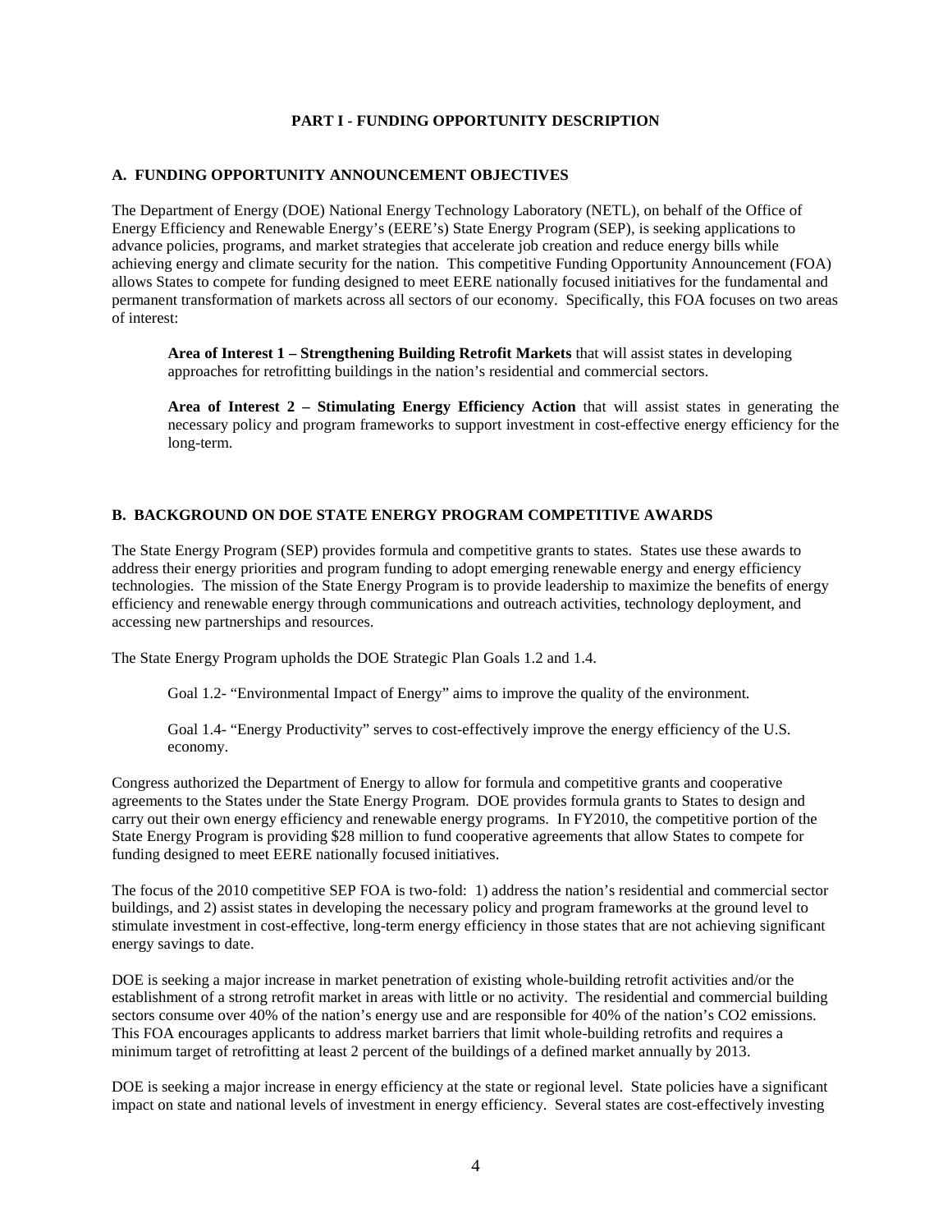## PART I - FUNDING OPPORTUNITY DESCRIPTION

### A. FUNDING OPPORTUNITY ANNOUNCEMENT OBJECTIVES

The Department of Energy (DOE) National Energy Technology Laboratory (NETL), on behalf of the Office of Energy Efficiency and Renewable Energy's (EERE's) State Energy Program (SEP), is seeking applications to advance policies, programs, and market strategies that accelerate job creation and reduce energy bills while achieving energy and climate security for the nation. This competitive Funding Opportunity Announcement (FOA) allows States to compete for funding designed to meet EERE nationally focused initiatives for the fundamental and permanent transformation of markets across all sectors of our economy. Specifically, this FOA focuses on two areas of interest:

> **Area of Interest 1 – Strengthening Building Retrofit Markets** that will assist states in developing approaches for retrofitting buildings in the nation's residential and commercial sectors.
>
> **Area of Interest 2 – Stimulating Energy Efficiency Action** that will assist states in generating the necessary policy and program frameworks to support investment in cost-effective energy efficiency for the long-term.

### B. BACKGROUND ON DOE STATE ENERGY PROGRAM COMPETITIVE AWARDS

The State Energy Program (SEP) provides formula and competitive grants to states. States use these awards to address their energy priorities and program funding to adopt emerging renewable energy and energy efficiency technologies. The mission of the State Energy Program is to provide leadership to maximize the benefits of energy efficiency and renewable energy through communications and outreach activities, technology deployment, and accessing new partnerships and resources.

The State Energy Program upholds the DOE Strategic Plan Goals 1.2 and 1.4.

> Goal 1.2- "Environmental Impact of Energy" aims to improve the quality of the environment.
>
> Goal 1.4- "Energy Productivity" serves to cost-effectively improve the energy efficiency of the U.S. economy.

Congress authorized the Department of Energy to allow for formula and competitive grants and cooperative agreements to the States under the State Energy Program. DOE provides formula grants to States to design and carry out their own energy efficiency and renewable energy programs. In FY2010, the competitive portion of the State Energy Program is providing $28 million to fund cooperative agreements that allow States to compete for funding designed to meet EERE nationally focused initiatives.

The focus of the 2010 competitive SEP FOA is two-fold: 1) address the nation's residential and commercial sector buildings, and 2) assist states in developing the necessary policy and program frameworks at the ground level to stimulate investment in cost-effective, long-term energy efficiency in those states that are not achieving significant energy savings to date.

DOE is seeking a major increase in market penetration of existing whole-building retrofit activities and/or the establishment of a strong retrofit market in areas with little or no activity. The residential and commercial building sectors consume over 40% of the nation's energy use and are responsible for 40% of the nation's $CO_2$ emissions. This FOA encourages applicants to address market barriers that limit whole-building retrofits and requires a minimum target of retrofitting at least 2 percent of the buildings of a defined market annually by 2013.

DOE is seeking a major increase in energy efficiency at the state or regional level. State policies have a significant impact on state and national levels of investment in energy efficiency. Several states are cost-effectively investing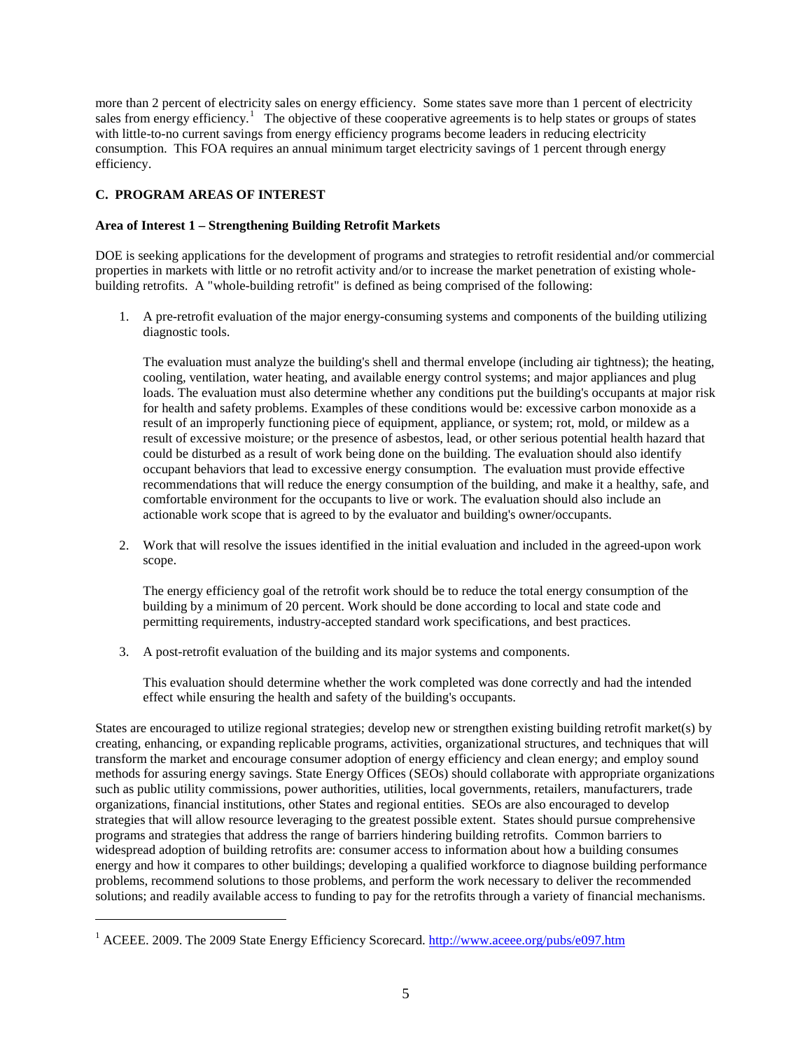more than 2 percent of electricity sales on energy efficiency. Some states save more than 1 percent of electricity sales from energy efficiency.[1] The objective of these cooperative agreements is to help states or groups of states with little-to-no current savings from energy efficiency programs become leaders in reducing electricity consumption. This FOA requires an annual minimum target electricity savings of 1 percent through energy efficiency.

## C. PROGRAM AREAS OF INTEREST

### Area of Interest 1 – Strengthening Building Retrofit Markets

DOE is seeking applications for the development of programs and strategies to retrofit residential and/or commercial properties in markets with little or no retrofit activity and/or to increase the market penetration of existing whole-building retrofits. A "whole-building retrofit" is defined as being comprised of the following:

1. A pre-retrofit evaluation of the major energy-consuming systems and components of the building utilizing diagnostic tools.

   The evaluation must analyze the building's shell and thermal envelope (including air tightness); the heating, cooling, ventilation, water heating, and available energy control systems; and major appliances and plug loads. The evaluation must also determine whether any conditions put the building's occupants at major risk for health and safety problems. Examples of these conditions would be: excessive carbon monoxide as a result of an improperly functioning piece of equipment, appliance, or system; rot, mold, or mildew as a result of excessive moisture; or the presence of asbestos, lead, or other serious potential health hazard that could be disturbed as a result of work being done on the building. The evaluation should also identify occupant behaviors that lead to excessive energy consumption. The evaluation must provide effective recommendations that will reduce the energy consumption of the building, and make it a healthy, safe, and comfortable environment for the occupants to live or work. The evaluation should also include an actionable work scope that is agreed to by the evaluator and building's owner/occupants.

2. Work that will resolve the issues identified in the initial evaluation and included in the agreed-upon work scope.

   The energy efficiency goal of the retrofit work should be to reduce the total energy consumption of the building by a minimum of 20 percent. Work should be done according to local and state code and permitting requirements, industry-accepted standard work specifications, and best practices.

3. A post-retrofit evaluation of the building and its major systems and components.

   This evaluation should determine whether the work completed was done correctly and had the intended effect while ensuring the health and safety of the building's occupants.

States are encouraged to utilize regional strategies; develop new or strengthen existing building retrofit market(s) by creating, enhancing, or expanding replicable programs, activities, organizational structures, and techniques that will transform the market and encourage consumer adoption of energy efficiency and clean energy; and employ sound methods for assuring energy savings. State Energy Offices (SEOs) should collaborate with appropriate organizations such as public utility commissions, power authorities, utilities, local governments, retailers, manufacturers, trade organizations, financial institutions, other States and regional entities. SEOs are also encouraged to develop strategies that will allow resource leveraging to the greatest possible extent. States should pursue comprehensive programs and strategies that address the range of barriers hindering building retrofits. Common barriers to widespread adoption of building retrofits are: consumer access to information about how a building consumes energy and how it compares to other buildings; developing a qualified workforce to diagnose building performance problems, recommend solutions to those problems, and perform the work necessary to deliver the recommended solutions; and readily available access to funding to pay for the retrofits through a variety of financial mechanisms.

---

[1] ACEEE. 2009. The 2009 State Energy Efficiency Scorecard. http://www.aceee.org/pubs/e097.htm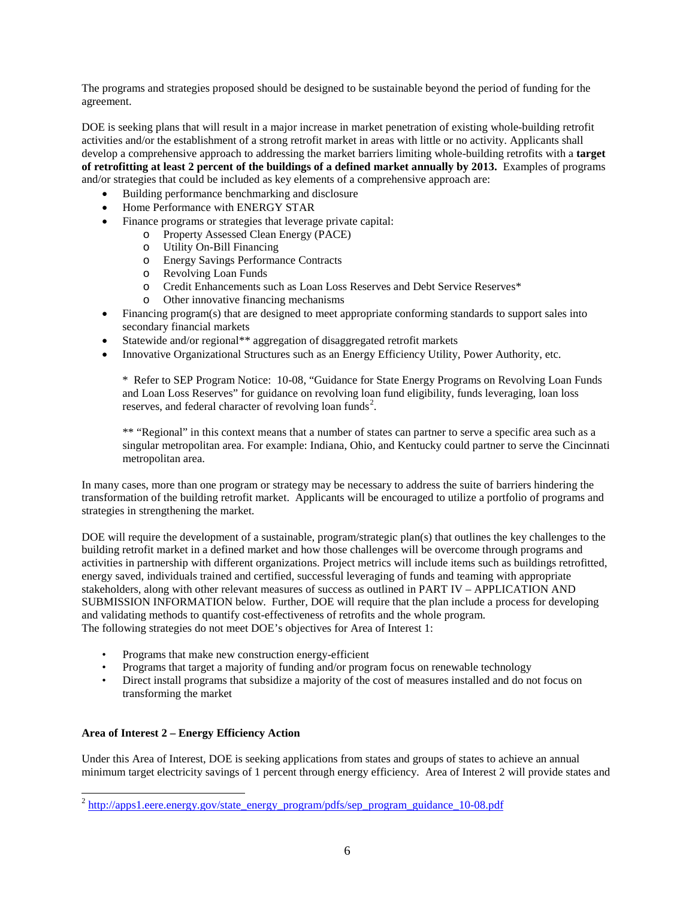The programs and strategies proposed should be designed to be sustainable beyond the period of funding for the agreement.

DOE is seeking plans that will result in a major increase in market penetration of existing whole-building retrofit activities and/or the establishment of a strong retrofit market in areas with little or no activity. Applicants shall develop a comprehensive approach to addressing the market barriers limiting whole-building retrofits with a **target of retrofitting at least 2 percent of the buildings of a defined market annually by 2013.** Examples of programs and/or strategies that could be included as key elements of a comprehensive approach are:

- Building performance benchmarking and disclosure
- Home Performance with ENERGY STAR
- Finance programs or strategies that leverage private capital:
  - Property Assessed Clean Energy (PACE)
  - Utility On-Bill Financing
  - Energy Savings Performance Contracts
  - Revolving Loan Funds
  - Credit Enhancements such as Loan Loss Reserves and Debt Service Reserves*
  - Other innovative financing mechanisms
- Financing program(s) that are designed to meet appropriate conforming standards to support sales into secondary financial markets
- Statewide and/or regional** aggregation of disaggregated retrofit markets
- Innovative Organizational Structures such as an Energy Efficiency Utility, Power Authority, etc.

> * Refer to SEP Program Notice: 10-08, "Guidance for State Energy Programs on Revolving Loan Funds and Loan Loss Reserves" for guidance on revolving loan fund eligibility, funds leveraging, loan loss reserves, and federal character of revolving loan funds[2].
>
> ** "Regional" in this context means that a number of states can partner to serve a specific area such as a singular metropolitan area. For example: Indiana, Ohio, and Kentucky could partner to serve the Cincinnati metropolitan area.

In many cases, more than one program or strategy may be necessary to address the suite of barriers hindering the transformation of the building retrofit market. Applicants will be encouraged to utilize a portfolio of programs and strategies in strengthening the market.

DOE will require the development of a sustainable, program/strategic plan(s) that outlines the key challenges to the building retrofit market in a defined market and how those challenges will be overcome through programs and activities in partnership with different organizations. Project metrics will include items such as buildings retrofitted, energy saved, individuals trained and certified, successful leveraging of funds and teaming with appropriate stakeholders, along with other relevant measures of success as outlined in PART IV – APPLICATION AND SUBMISSION INFORMATION below. Further, DOE will require that the plan include a process for developing and validating methods to quantify cost-effectiveness of retrofits and the whole program.
The following strategies do not meet DOE's objectives for Area of Interest 1:

- Programs that make new construction energy-efficient
- Programs that target a majority of funding and/or program focus on renewable technology
- Direct install programs that subsidize a majority of the cost of measures installed and do not focus on transforming the market

**Area of Interest 2 – Energy Efficiency Action**

Under this Area of Interest, DOE is seeking applications from states and groups of states to achieve an annual minimum target electricity savings of 1 percent through energy efficiency. Area of Interest 2 will provide states and

[2] http://apps1.eere.energy.gov/state_energy_program/pdfs/sep_program_guidance_10-08.pdf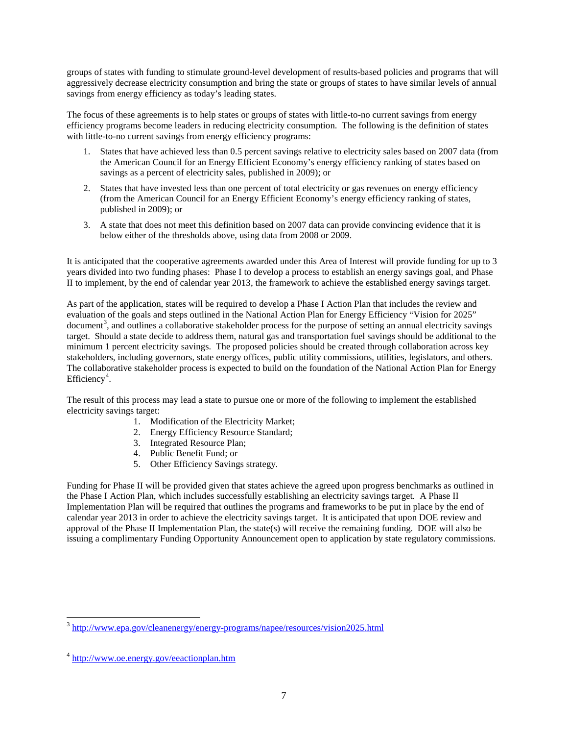groups of states with funding to stimulate ground-level development of results-based policies and programs that will aggressively decrease electricity consumption and bring the state or groups of states to have similar levels of annual savings from energy efficiency as today's leading states.

The focus of these agreements is to help states or groups of states with little-to-no current savings from energy efficiency programs become leaders in reducing electricity consumption. The following is the definition of states with little-to-no current savings from energy efficiency programs:

1. States that have achieved less than 0.5 percent savings relative to electricity sales based on 2007 data (from the American Council for an Energy Efficient Economy's energy efficiency ranking of states based on savings as a percent of electricity sales, published in 2009); or
2. States that have invested less than one percent of total electricity or gas revenues on energy efficiency (from the American Council for an Energy Efficient Economy's energy efficiency ranking of states, published in 2009); or
3. A state that does not meet this definition based on 2007 data can provide convincing evidence that it is below either of the thresholds above, using data from 2008 or 2009.

It is anticipated that the cooperative agreements awarded under this Area of Interest will provide funding for up to 3 years divided into two funding phases: Phase I to develop a process to establish an energy savings goal, and Phase II to implement, by the end of calendar year 2013, the framework to achieve the established energy savings target.

As part of the application, states will be required to develop a Phase I Action Plan that includes the review and evaluation of the goals and steps outlined in the National Action Plan for Energy Efficiency "Vision for 2025" document[3], and outlines a collaborative stakeholder process for the purpose of setting an annual electricity savings target. Should a state decide to address them, natural gas and transportation fuel savings should be additional to the minimum 1 percent electricity savings. The proposed policies should be created through collaboration across key stakeholders, including governors, state energy offices, public utility commissions, utilities, legislators, and others. The collaborative stakeholder process is expected to build on the foundation of the National Action Plan for Energy Efficiency[4].

The result of this process may lead a state to pursue one or more of the following to implement the established electricity savings target:

1. Modification of the Electricity Market;
2. Energy Efficiency Resource Standard;
3. Integrated Resource Plan;
4. Public Benefit Fund; or
5. Other Efficiency Savings strategy.

Funding for Phase II will be provided given that states achieve the agreed upon progress benchmarks as outlined in the Phase I Action Plan, which includes successfully establishing an electricity savings target. A Phase II Implementation Plan will be required that outlines the programs and frameworks to be put in place by the end of calendar year 2013 in order to achieve the electricity savings target. It is anticipated that upon DOE review and approval of the Phase II Implementation Plan, the state(s) will receive the remaining funding. DOE will also be issuing a complimentary Funding Opportunity Announcement open to application by state regulatory commissions.

---

[3] http://www.epa.gov/cleanenergy/energy-programs/napee/resources/vision2025.html

[4] http://www.oe.energy.gov/eeactionplan.htm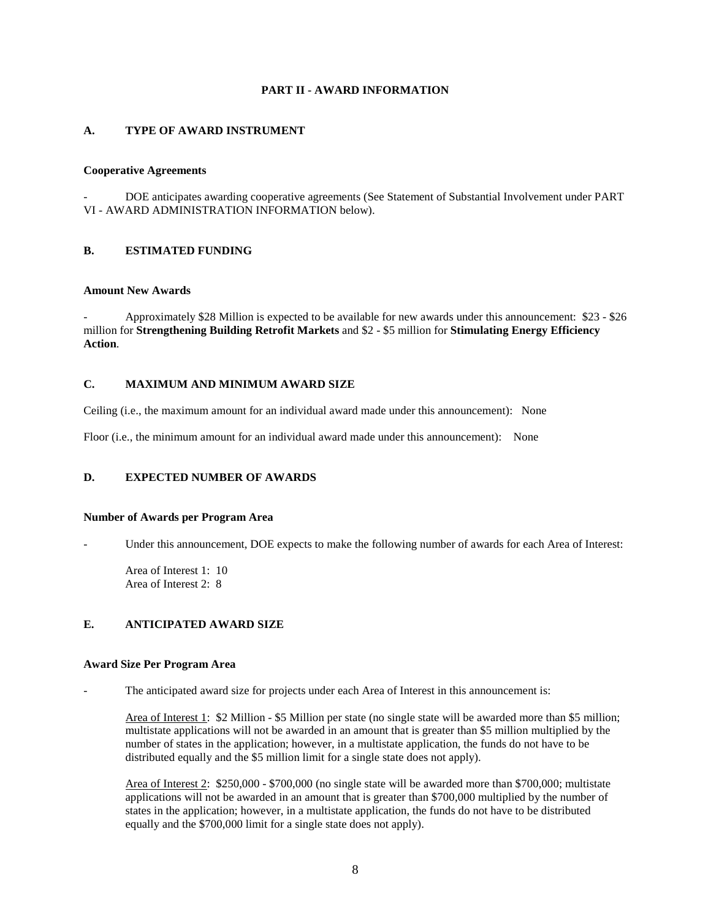# PART II - AWARD INFORMATION

## A. TYPE OF AWARD INSTRUMENT

**Cooperative Agreements**

- DOE anticipates awarding cooperative agreements (See Statement of Substantial Involvement under PART VI - AWARD ADMINISTRATION INFORMATION below).

## B. ESTIMATED FUNDING

**Amount New Awards**

- Approximately $28 Million is expected to be available for new awards under this announcement: $23 - $26 million for **Strengthening Building Retrofit Markets** and $2 - $5 million for **Stimulating Energy Efficiency Action**.

## C. MAXIMUM AND MINIMUM AWARD SIZE

Ceiling (i.e., the maximum amount for an individual award made under this announcement): None

Floor (i.e., the minimum amount for an individual award made under this announcement): None

## D. EXPECTED NUMBER OF AWARDS

**Number of Awards per Program Area**

- Under this announcement, DOE expects to make the following number of awards for each Area of Interest:

  Area of Interest 1: 10
  Area of Interest 2: 8

## E. ANTICIPATED AWARD SIZE

**Award Size Per Program Area**

- The anticipated award size for projects under each Area of Interest in this announcement is:

  Area of Interest 1: $2 Million - $5 Million per state (no single state will be awarded more than $5 million; multistate applications will not be awarded in an amount that is greater than $5 million multiplied by the number of states in the application; however, in a multistate application, the funds do not have to be distributed equally and the $5 million limit for a single state does not apply).

  Area of Interest 2: $250,000 - $700,000 (no single state will be awarded more than $700,000; multistate applications will not be awarded in an amount that is greater than $700,000 multiplied by the number of states in the application; however, in a multistate application, the funds do not have to be distributed equally and the $700,000 limit for a single state does not apply).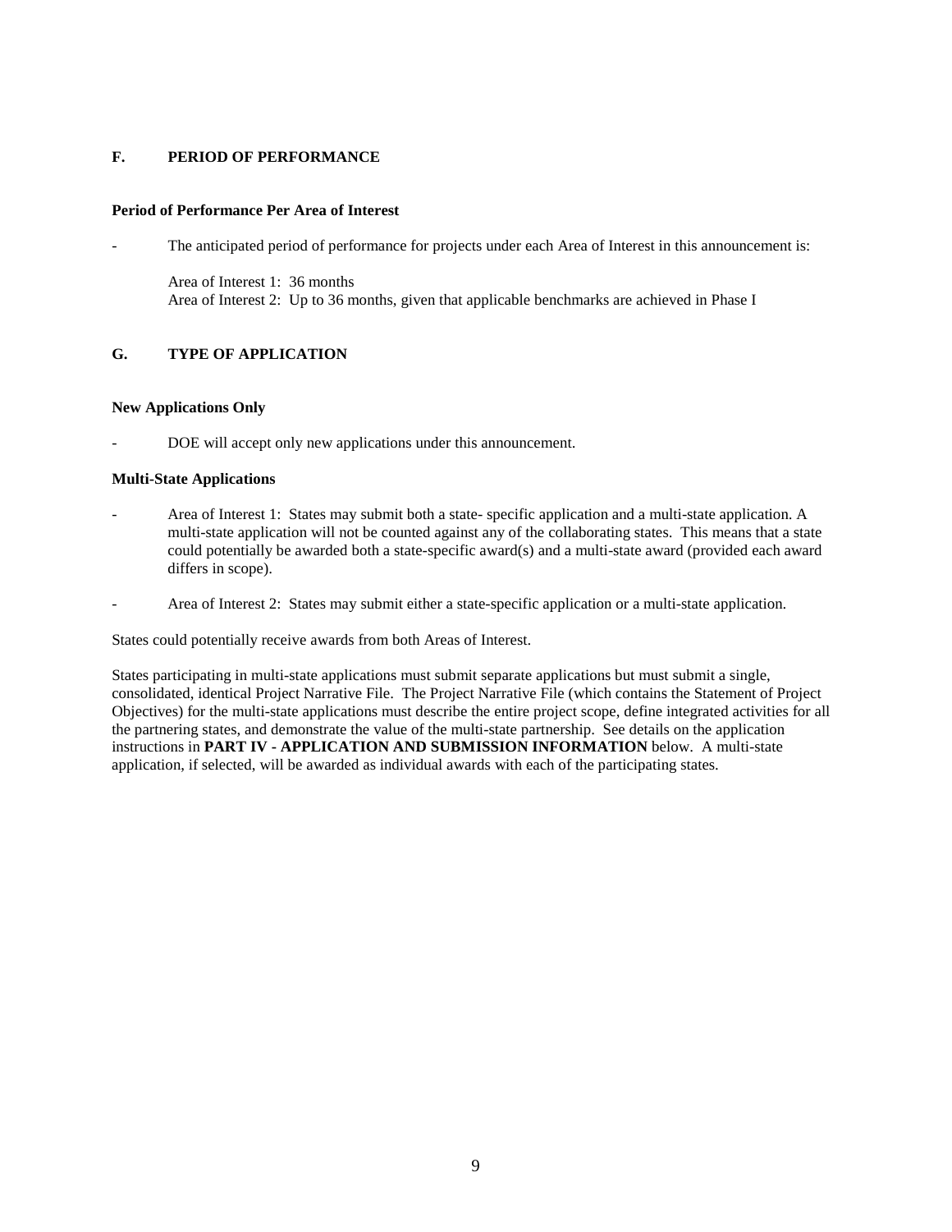## F. PERIOD OF PERFORMANCE

**Period of Performance Per Area of Interest**

- The anticipated period of performance for projects under each Area of Interest in this announcement is:

  Area of Interest 1: 36 months
  Area of Interest 2: Up to 36 months, given that applicable benchmarks are achieved in Phase I

## G. TYPE OF APPLICATION

**New Applications Only**

- DOE will accept only new applications under this announcement.

**Multi-State Applications**

- Area of Interest 1: States may submit both a state- specific application and a multi-state application. A multi-state application will not be counted against any of the collaborating states. This means that a state could potentially be awarded both a state-specific award(s) and a multi-state award (provided each award differs in scope).
- Area of Interest 2: States may submit either a state-specific application or a multi-state application.

States could potentially receive awards from both Areas of Interest.

States participating in multi-state applications must submit separate applications but must submit a single, consolidated, identical Project Narrative File. The Project Narrative File (which contains the Statement of Project Objectives) for the multi-state applications must describe the entire project scope, define integrated activities for all the partnering states, and demonstrate the value of the multi-state partnership. See details on the application instructions in **PART IV - APPLICATION AND SUBMISSION INFORMATION** below. A multi-state application, if selected, will be awarded as individual awards with each of the participating states.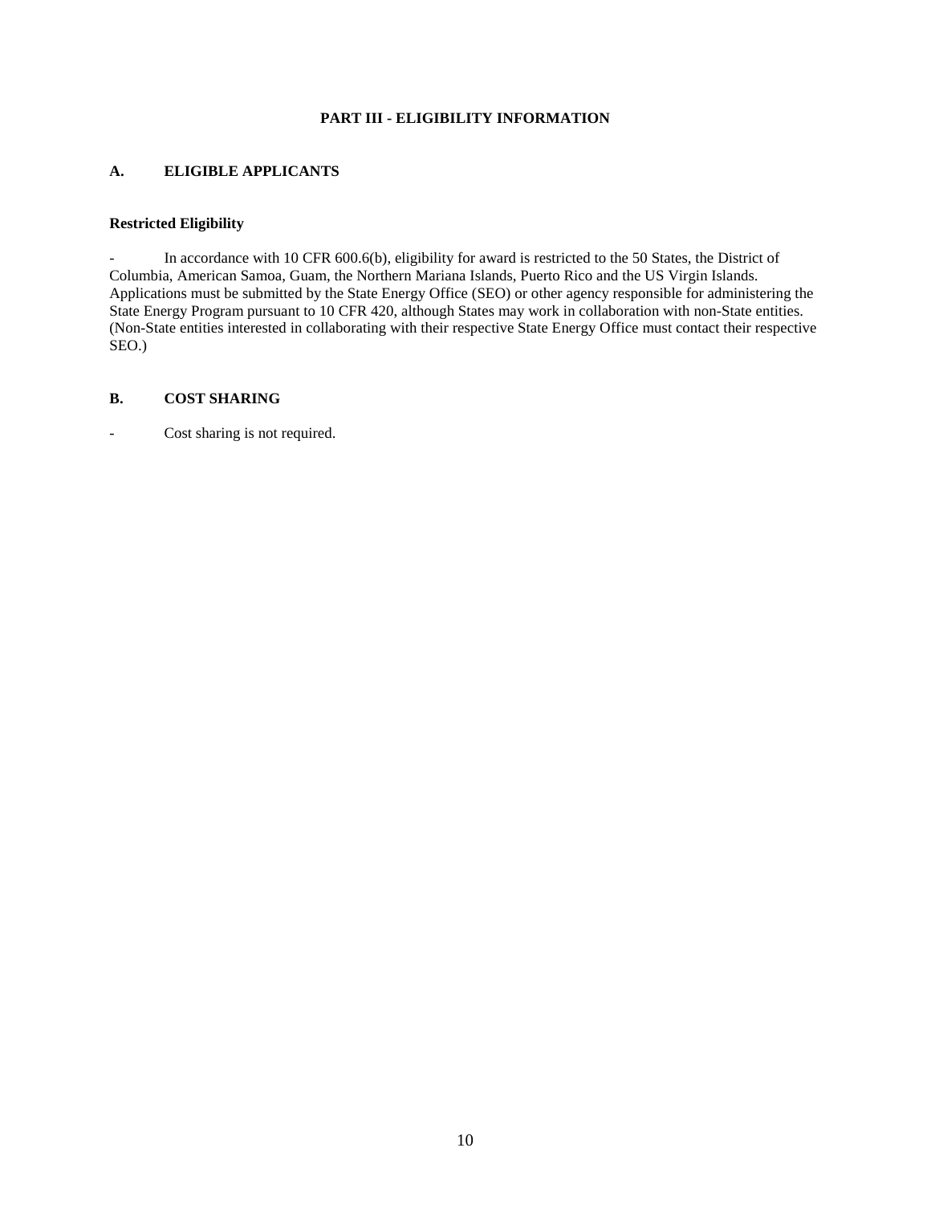## PART III - ELIGIBILITY INFORMATION

### A. ELIGIBLE APPLICANTS

**Restricted Eligibility**

- In accordance with 10 CFR 600.6(b), eligibility for award is restricted to the 50 States, the District of Columbia, American Samoa, Guam, the Northern Mariana Islands, Puerto Rico and the US Virgin Islands. Applications must be submitted by the State Energy Office (SEO) or other agency responsible for administering the State Energy Program pursuant to 10 CFR 420, although States may work in collaboration with non-State entities. (Non-State entities interested in collaborating with their respective State Energy Office must contact their respective SEO.)

### B. COST SHARING

- Cost sharing is not required.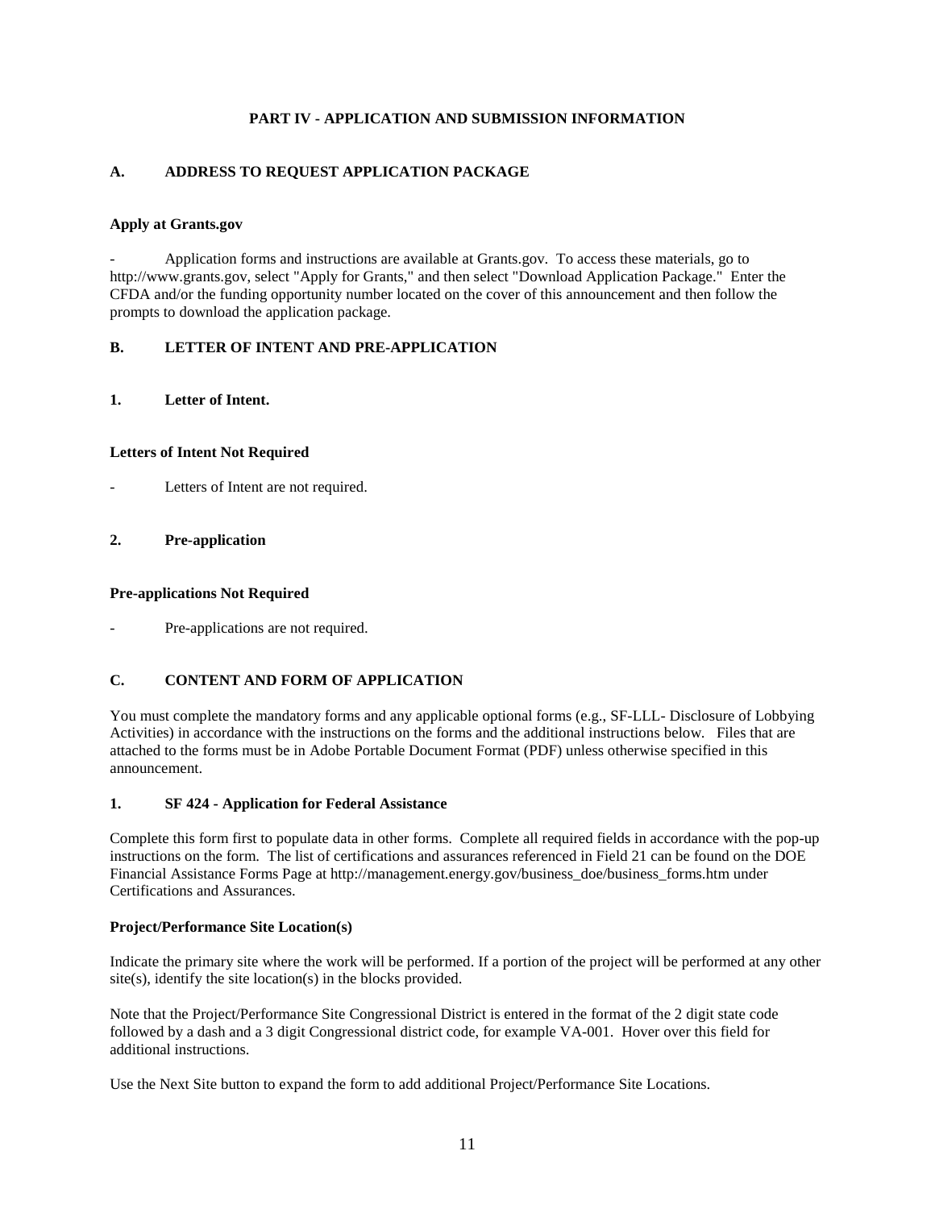## PART IV - APPLICATION AND SUBMISSION INFORMATION

### A. ADDRESS TO REQUEST APPLICATION PACKAGE

**Apply at Grants.gov**

- Application forms and instructions are available at Grants.gov. To access these materials, go to http://www.grants.gov, select "Apply for Grants," and then select "Download Application Package." Enter the CFDA and/or the funding opportunity number located on the cover of this announcement and then follow the prompts to download the application package.

### B. LETTER OF INTENT AND PRE-APPLICATION

#### 1. Letter of Intent.

**Letters of Intent Not Required**

- Letters of Intent are not required.

#### 2. Pre-application

**Pre-applications Not Required**

- Pre-applications are not required.

### C. CONTENT AND FORM OF APPLICATION

You must complete the mandatory forms and any applicable optional forms (e.g., SF-LLL- Disclosure of Lobbying Activities) in accordance with the instructions on the forms and the additional instructions below. Files that are attached to the forms must be in Adobe Portable Document Format (PDF) unless otherwise specified in this announcement.

#### 1. SF 424 - Application for Federal Assistance

Complete this form first to populate data in other forms. Complete all required fields in accordance with the pop-up instructions on the form. The list of certifications and assurances referenced in Field 21 can be found on the DOE Financial Assistance Forms Page at http://management.energy.gov/business_doe/business_forms.htm under Certifications and Assurances.

**Project/Performance Site Location(s)**

Indicate the primary site where the work will be performed. If a portion of the project will be performed at any other site(s), identify the site location(s) in the blocks provided.

Note that the Project/Performance Site Congressional District is entered in the format of the 2 digit state code followed by a dash and a 3 digit Congressional district code, for example VA-001. Hover over this field for additional instructions.

Use the Next Site button to expand the form to add additional Project/Performance Site Locations.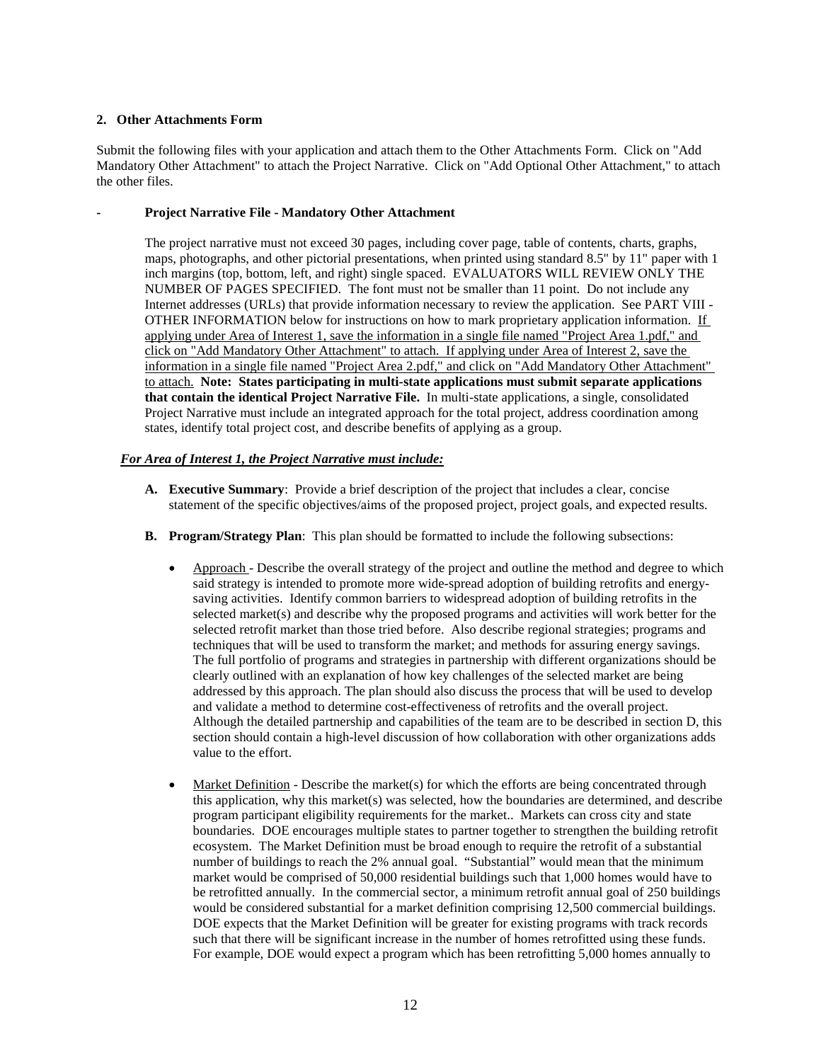**2. Other Attachments Form**

Submit the following files with your application and attach them to the Other Attachments Form. Click on "Add Mandatory Other Attachment" to attach the Project Narrative. Click on "Add Optional Other Attachment," to attach the other files.

- **Project Narrative File - Mandatory Other Attachment**

  The project narrative must not exceed 30 pages, including cover page, table of contents, charts, graphs, maps, photographs, and other pictorial presentations, when printed using standard 8.5" by 11" paper with 1 inch margins (top, bottom, left, and right) single spaced. EVALUATORS WILL REVIEW ONLY THE NUMBER OF PAGES SPECIFIED. The font must not be smaller than 11 point. Do not include any Internet addresses (URLs) that provide information necessary to review the application. See PART VIII - OTHER INFORMATION below for instructions on how to mark proprietary application information. <u>If applying under Area of Interest 1, save the information in a single file named "Project Area 1.pdf," and click on "Add Mandatory Other Attachment" to attach. If applying under Area of Interest 2, save the information in a single file named "Project Area 2.pdf," and click on "Add Mandatory Other Attachment" to attach.</u> **Note: States participating in multi-state applications must submit separate applications that contain the identical Project Narrative File.** In multi-state applications, a single, consolidated Project Narrative must include an integrated approach for the total project, address coordination among states, identify total project cost, and describe benefits of applying as a group.

***<u>For Area of Interest 1, the Project Narrative must include:</u>***

**A. Executive Summary**: Provide a brief description of the project that includes a clear, concise statement of the specific objectives/aims of the proposed project, project goals, and expected results.

**B. Program/Strategy Plan**: This plan should be formatted to include the following subsections:

- <u>Approach</u> - Describe the overall strategy of the project and outline the method and degree to which said strategy is intended to promote more wide-spread adoption of building retrofits and energy-saving activities. Identify common barriers to widespread adoption of building retrofits in the selected market(s) and describe why the proposed programs and activities will work better for the selected retrofit market than those tried before. Also describe regional strategies; programs and techniques that will be used to transform the market; and methods for assuring energy savings. The full portfolio of programs and strategies in partnership with different organizations should be clearly outlined with an explanation of how key challenges of the selected market are being addressed by this approach. The plan should also discuss the process that will be used to develop and validate a method to determine cost-effectiveness of retrofits and the overall project. Although the detailed partnership and capabilities of the team are to be described in section D, this section should contain a high-level discussion of how collaboration with other organizations adds value to the effort.

- <u>Market Definition</u> - Describe the market(s) for which the efforts are being concentrated through this application, why this market(s) was selected, how the boundaries are determined, and describe program participant eligibility requirements for the market.. Markets can cross city and state boundaries. DOE encourages multiple states to partner together to strengthen the building retrofit ecosystem. The Market Definition must be broad enough to require the retrofit of a substantial number of buildings to reach the 2% annual goal. "Substantial" would mean that the minimum market would be comprised of 50,000 residential buildings such that 1,000 homes would have to be retrofitted annually. In the commercial sector, a minimum retrofit annual goal of 250 buildings would be considered substantial for a market definition comprising 12,500 commercial buildings. DOE expects that the Market Definition will be greater for existing programs with track records such that there will be significant increase in the number of homes retrofitted using these funds. For example, DOE would expect a program which has been retrofitting 5,000 homes annually to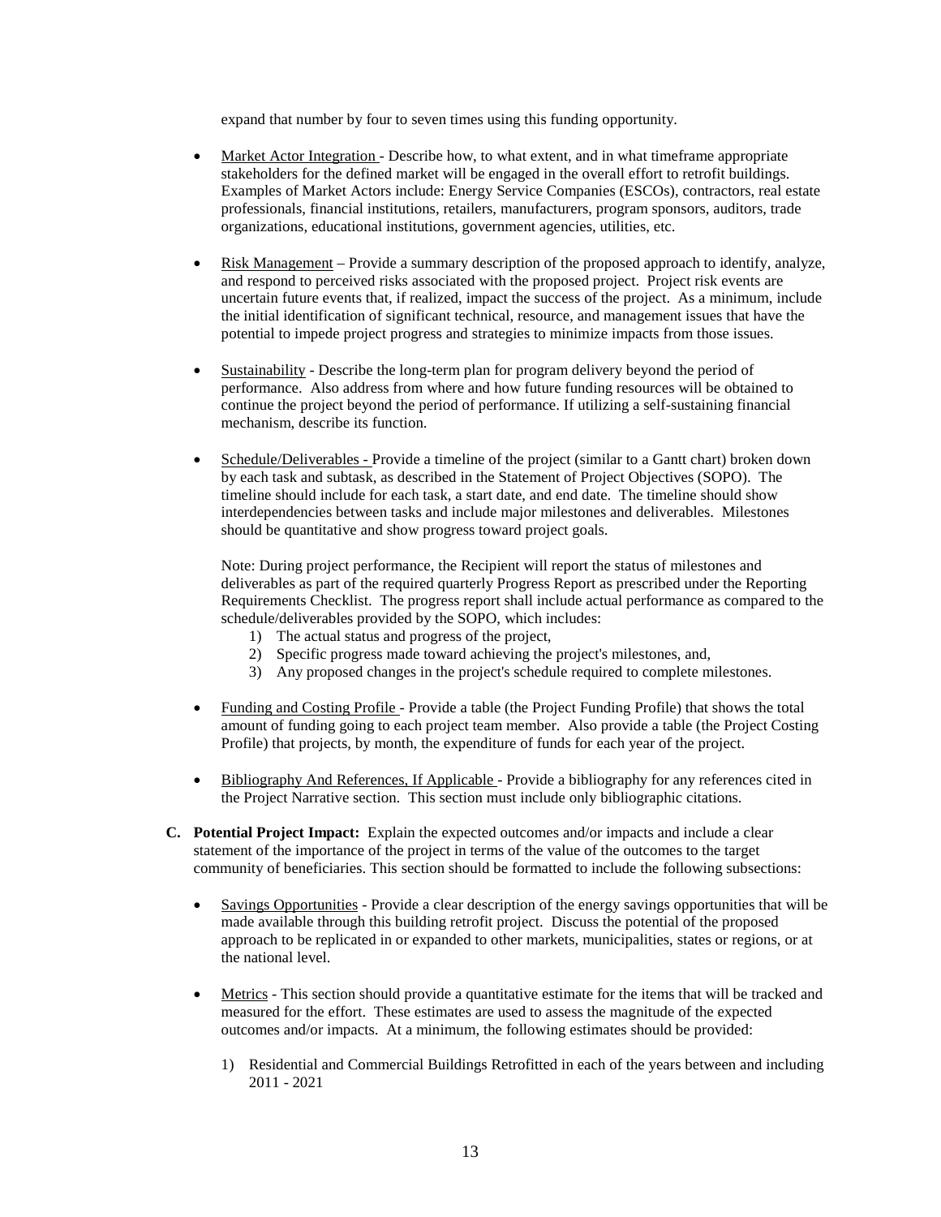expand that number by four to seven times using this funding opportunity.

- Market Actor Integration - Describe how, to what extent, and in what timeframe appropriate stakeholders for the defined market will be engaged in the overall effort to retrofit buildings. Examples of Market Actors include: Energy Service Companies (ESCOs), contractors, real estate professionals, financial institutions, retailers, manufacturers, program sponsors, auditors, trade organizations, educational institutions, government agencies, utilities, etc.

- Risk Management – Provide a summary description of the proposed approach to identify, analyze, and respond to perceived risks associated with the proposed project. Project risk events are uncertain future events that, if realized, impact the success of the project. As a minimum, include the initial identification of significant technical, resource, and management issues that have the potential to impede project progress and strategies to minimize impacts from those issues.

- Sustainability - Describe the long-term plan for program delivery beyond the period of performance. Also address from where and how future funding resources will be obtained to continue the project beyond the period of performance. If utilizing a self-sustaining financial mechanism, describe its function.

- Schedule/Deliverables - Provide a timeline of the project (similar to a Gantt chart) broken down by each task and subtask, as described in the Statement of Project Objectives (SOPO). The timeline should include for each task, a start date, and end date. The timeline should show interdependencies between tasks and include major milestones and deliverables. Milestones should be quantitative and show progress toward project goals.

  Note: During project performance, the Recipient will report the status of milestones and deliverables as part of the required quarterly Progress Report as prescribed under the Reporting Requirements Checklist. The progress report shall include actual performance as compared to the schedule/deliverables provided by the SOPO, which includes:
  1) The actual status and progress of the project,
  2) Specific progress made toward achieving the project's milestones, and,
  3) Any proposed changes in the project's schedule required to complete milestones.

- Funding and Costing Profile - Provide a table (the Project Funding Profile) that shows the total amount of funding going to each project team member. Also provide a table (the Project Costing Profile) that projects, by month, the expenditure of funds for each year of the project.

- Bibliography And References, If Applicable - Provide a bibliography for any references cited in the Project Narrative section. This section must include only bibliographic citations.

**C. Potential Project Impact:** Explain the expected outcomes and/or impacts and include a clear statement of the importance of the project in terms of the value of the outcomes to the target community of beneficiaries. This section should be formatted to include the following subsections:

- Savings Opportunities - Provide a clear description of the energy savings opportunities that will be made available through this building retrofit project. Discuss the potential of the proposed approach to be replicated in or expanded to other markets, municipalities, states or regions, or at the national level.

- Metrics - This section should provide a quantitative estimate for the items that will be tracked and measured for the effort. These estimates are used to assess the magnitude of the expected outcomes and/or impacts. At a minimum, the following estimates should be provided:

  1) Residential and Commercial Buildings Retrofitted in each of the years between and including 2011 - 2021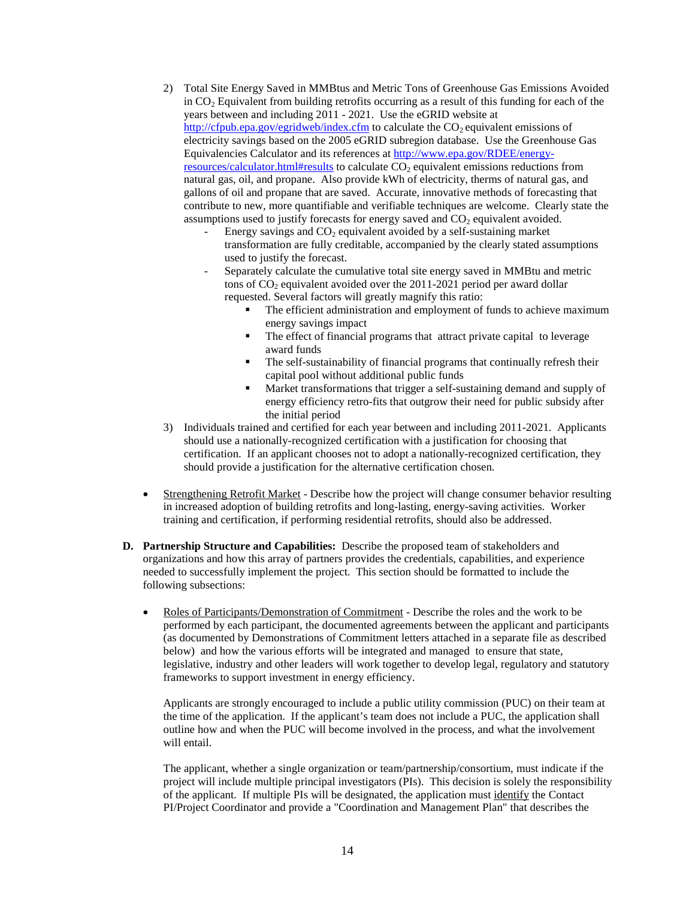2) Total Site Energy Saved in MMBtus and Metric Tons of Greenhouse Gas Emissions Avoided in $CO_2$ Equivalent from building retrofits occurring as a result of this funding for each of the years between and including 2011 - 2021. Use the eGRID website at http://cfpub.epa.gov/egridweb/index.cfm to calculate the $CO_2$ equivalent emissions of electricity savings based on the 2005 eGRID subregion database. Use the Greenhouse Gas Equivalencies Calculator and its references at http://www.epa.gov/RDEE/energy-resources/calculator.html#results to calculate $CO_2$ equivalent emissions reductions from natural gas, oil, and propane. Also provide kWh of electricity, therms of natural gas, and gallons of oil and propane that are saved. Accurate, innovative methods of forecasting that contribute to new, more quantifiable and verifiable techniques are welcome. Clearly state the assumptions used to justify forecasts for energy saved and $CO_2$ equivalent avoided.
   - Energy savings and $CO_2$ equivalent avoided by a self-sustaining market transformation are fully creditable, accompanied by the clearly stated assumptions used to justify the forecast.
   - Separately calculate the cumulative total site energy saved in MMBtu and metric tons of $CO_2$ equivalent avoided over the 2011-2021 period per award dollar requested. Several factors will greatly magnify this ratio:
     - The efficient administration and employment of funds to achieve maximum energy savings impact
     - The effect of financial programs that attract private capital to leverage award funds
     - The self-sustainability of financial programs that continually refresh their capital pool without additional public funds
     - Market transformations that trigger a self-sustaining demand and supply of energy efficiency retro-fits that outgrow their need for public subsidy after the initial period
3) Individuals trained and certified for each year between and including 2011-2021. Applicants should use a nationally-recognized certification with a justification for choosing that certification. If an applicant chooses not to adopt a nationally-recognized certification, they should provide a justification for the alternative certification chosen.

- Strengthening Retrofit Market - Describe how the project will change consumer behavior resulting in increased adoption of building retrofits and long-lasting, energy-saving activities. Worker training and certification, if performing residential retrofits, should also be addressed.

**D. Partnership Structure and Capabilities:** Describe the proposed team of stakeholders and organizations and how this array of partners provides the credentials, capabilities, and experience needed to successfully implement the project. This section should be formatted to include the following subsections:

- Roles of Participants/Demonstration of Commitment - Describe the roles and the work to be performed by each participant, the documented agreements between the applicant and participants (as documented by Demonstrations of Commitment letters attached in a separate file as described below) and how the various efforts will be integrated and managed to ensure that state, legislative, industry and other leaders will work together to develop legal, regulatory and statutory frameworks to support investment in energy efficiency.

  Applicants are strongly encouraged to include a public utility commission (PUC) on their team at the time of the application. If the applicant's team does not include a PUC, the application shall outline how and when the PUC will become involved in the process, and what the involvement will entail.

  The applicant, whether a single organization or team/partnership/consortium, must indicate if the project will include multiple principal investigators (PIs). This decision is solely the responsibility of the applicant. If multiple PIs will be designated, the application must identify the Contact PI/Project Coordinator and provide a "Coordination and Management Plan" that describes the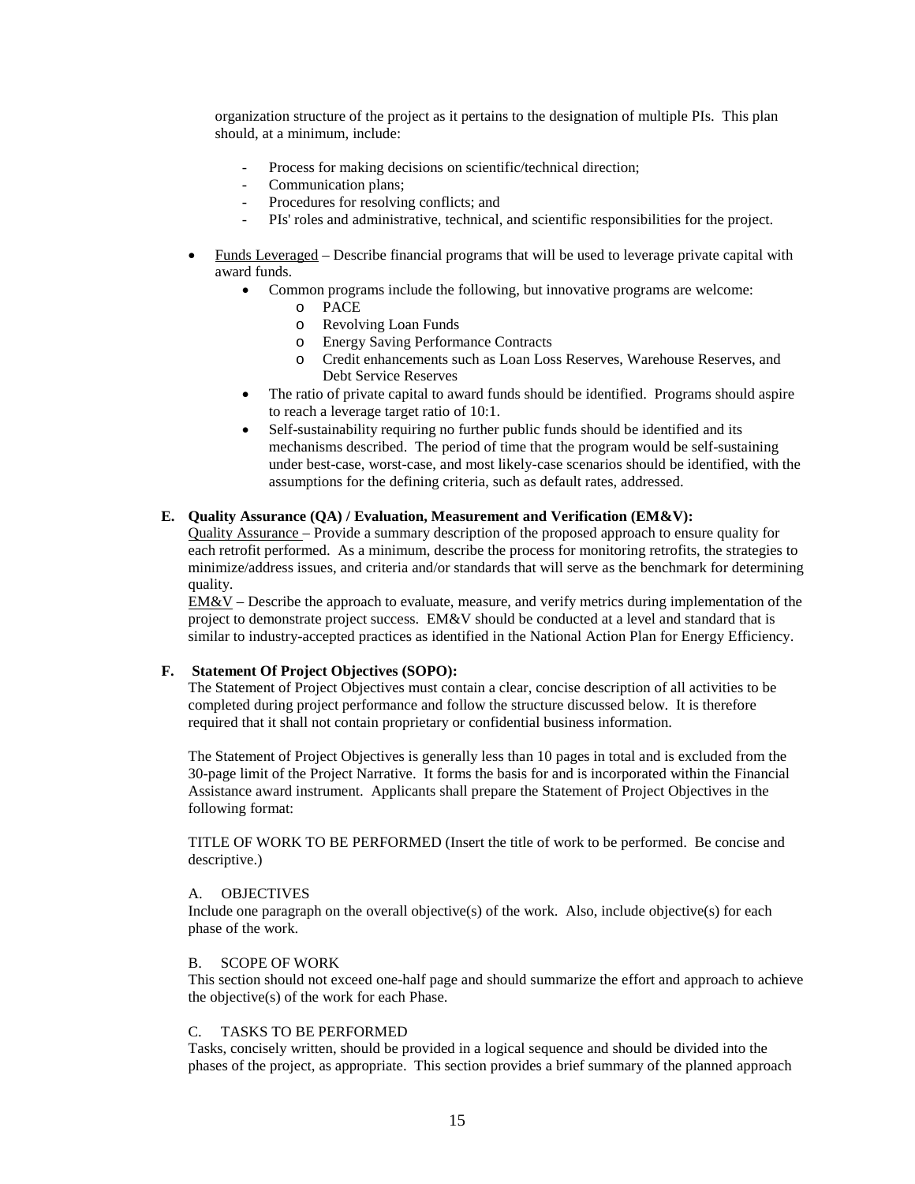organization structure of the project as it pertains to the designation of multiple PIs. This plan should, at a minimum, include:

- Process for making decisions on scientific/technical direction;
- Communication plans;
- Procedures for resolving conflicts; and
- PIs' roles and administrative, technical, and scientific responsibilities for the project.

- Funds Leveraged – Describe financial programs that will be used to leverage private capital with award funds.
  - Common programs include the following, but innovative programs are welcome:
    - PACE
    - Revolving Loan Funds
    - Energy Saving Performance Contracts
    - Credit enhancements such as Loan Loss Reserves, Warehouse Reserves, and Debt Service Reserves
  - The ratio of private capital to award funds should be identified. Programs should aspire to reach a leverage target ratio of 10:1.
  - Self-sustainability requiring no further public funds should be identified and its mechanisms described. The period of time that the program would be self-sustaining under best-case, worst-case, and most likely-case scenarios should be identified, with the assumptions for the defining criteria, such as default rates, addressed.

**E. Quality Assurance (QA) / Evaluation, Measurement and Verification (EM&V):**

Quality Assurance – Provide a summary description of the proposed approach to ensure quality for each retrofit performed. As a minimum, describe the process for monitoring retrofits, the strategies to minimize/address issues, and criteria and/or standards that will serve as the benchmark for determining quality.

EM&V – Describe the approach to evaluate, measure, and verify metrics during implementation of the project to demonstrate project success. EM&V should be conducted at a level and standard that is similar to industry-accepted practices as identified in the National Action Plan for Energy Efficiency.

**F. Statement Of Project Objectives (SOPO):**

The Statement of Project Objectives must contain a clear, concise description of all activities to be completed during project performance and follow the structure discussed below. It is therefore required that it shall not contain proprietary or confidential business information.

The Statement of Project Objectives is generally less than 10 pages in total and is excluded from the 30-page limit of the Project Narrative. It forms the basis for and is incorporated within the Financial Assistance award instrument. Applicants shall prepare the Statement of Project Objectives in the following format:

TITLE OF WORK TO BE PERFORMED (Insert the title of work to be performed. Be concise and descriptive.)

A. OBJECTIVES

Include one paragraph on the overall objective(s) of the work. Also, include objective(s) for each phase of the work.

B. SCOPE OF WORK

This section should not exceed one-half page and should summarize the effort and approach to achieve the objective(s) of the work for each Phase.

C. TASKS TO BE PERFORMED

Tasks, concisely written, should be provided in a logical sequence and should be divided into the phases of the project, as appropriate. This section provides a brief summary of the planned approach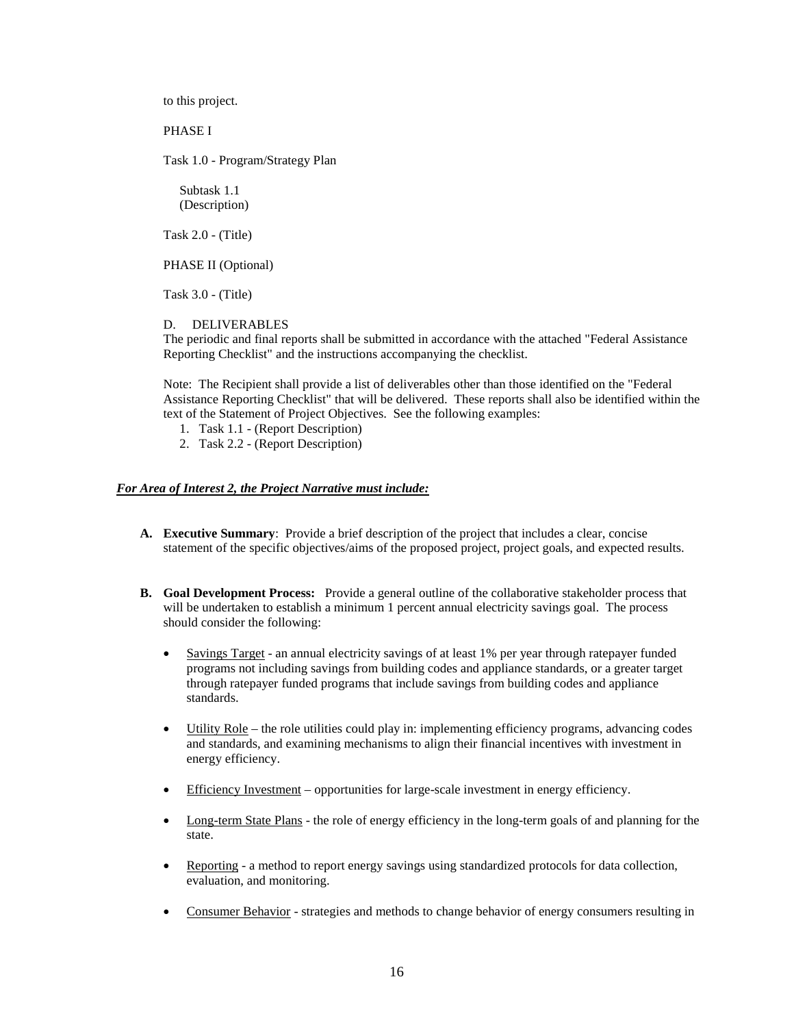to this project.

PHASE I

Task 1.0 - Program/Strategy Plan

Subtask 1.1
(Description)

Task 2.0 - (Title)

PHASE II (Optional)

Task 3.0 - (Title)

D. DELIVERABLES

The periodic and final reports shall be submitted in accordance with the attached "Federal Assistance Reporting Checklist" and the instructions accompanying the checklist.

Note: The Recipient shall provide a list of deliverables other than those identified on the "Federal Assistance Reporting Checklist" that will be delivered. These reports shall also be identified within the text of the Statement of Project Objectives. See the following examples:

1. Task 1.1 - (Report Description)
2. Task 2.2 - (Report Description)

***For Area of Interest 2, the Project Narrative must include:***

**A. Executive Summary**: Provide a brief description of the project that includes a clear, concise statement of the specific objectives/aims of the proposed project, project goals, and expected results.

**B. Goal Development Process:** Provide a general outline of the collaborative stakeholder process that will be undertaken to establish a minimum 1 percent annual electricity savings goal. The process should consider the following:

- Savings Target - an annual electricity savings of at least 1% per year through ratepayer funded programs not including savings from building codes and appliance standards, or a greater target through ratepayer funded programs that include savings from building codes and appliance standards.
- Utility Role – the role utilities could play in: implementing efficiency programs, advancing codes and standards, and examining mechanisms to align their financial incentives with investment in energy efficiency.
- Efficiency Investment – opportunities for large-scale investment in energy efficiency.
- Long-term State Plans - the role of energy efficiency in the long-term goals of and planning for the state.
- Reporting - a method to report energy savings using standardized protocols for data collection, evaluation, and monitoring.
- Consumer Behavior - strategies and methods to change behavior of energy consumers resulting in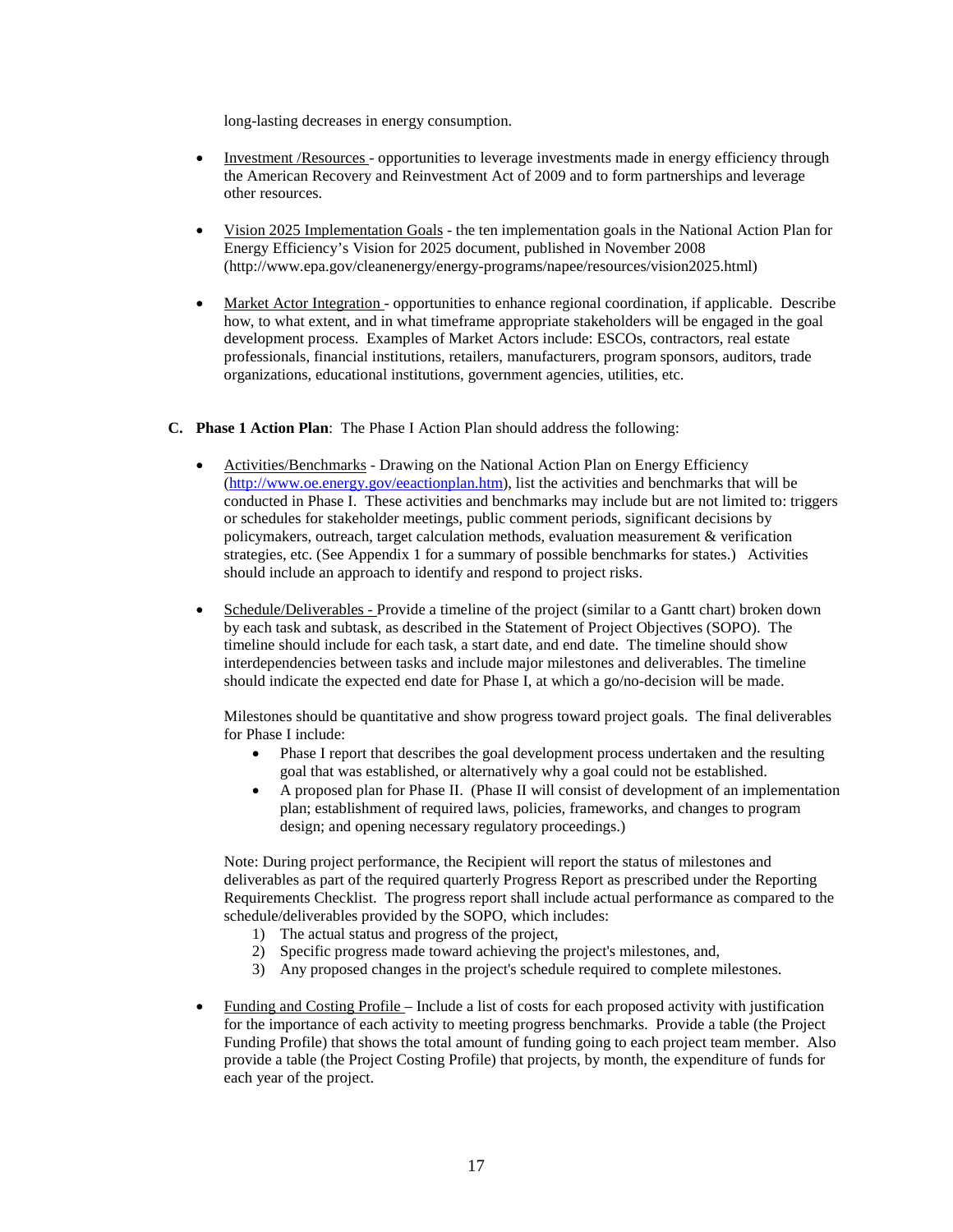long-lasting decreases in energy consumption.

- Investment /Resources - opportunities to leverage investments made in energy efficiency through the American Recovery and Reinvestment Act of 2009 and to form partnerships and leverage other resources.

- Vision 2025 Implementation Goals - the ten implementation goals in the National Action Plan for Energy Efficiency's Vision for 2025 document, published in November 2008 (http://www.epa.gov/cleanenergy/energy-programs/napee/resources/vision2025.html)

- Market Actor Integration - opportunities to enhance regional coordination, if applicable. Describe how, to what extent, and in what timeframe appropriate stakeholders will be engaged in the goal development process. Examples of Market Actors include: ESCOs, contractors, real estate professionals, financial institutions, retailers, manufacturers, program sponsors, auditors, trade organizations, educational institutions, government agencies, utilities, etc.

**C. Phase 1 Action Plan**: The Phase I Action Plan should address the following:

- Activities/Benchmarks - Drawing on the National Action Plan on Energy Efficiency (http://www.oe.energy.gov/eeactionplan.htm), list the activities and benchmarks that will be conducted in Phase I. These activities and benchmarks may include but are not limited to: triggers or schedules for stakeholder meetings, public comment periods, significant decisions by policymakers, outreach, target calculation methods, evaluation measurement & verification strategies, etc. (See Appendix 1 for a summary of possible benchmarks for states.) Activities should include an approach to identify and respond to project risks.

- Schedule/Deliverables - Provide a timeline of the project (similar to a Gantt chart) broken down by each task and subtask, as described in the Statement of Project Objectives (SOPO). The timeline should include for each task, a start date, and end date. The timeline should show interdependencies between tasks and include major milestones and deliverables. The timeline should indicate the expected end date for Phase I, at which a go/no-decision will be made.

  Milestones should be quantitative and show progress toward project goals. The final deliverables for Phase I include:
  - Phase I report that describes the goal development process undertaken and the resulting goal that was established, or alternatively why a goal could not be established.
  - A proposed plan for Phase II. (Phase II will consist of development of an implementation plan; establishment of required laws, policies, frameworks, and changes to program design; and opening necessary regulatory proceedings.)

  Note: During project performance, the Recipient will report the status of milestones and deliverables as part of the required quarterly Progress Report as prescribed under the Reporting Requirements Checklist. The progress report shall include actual performance as compared to the schedule/deliverables provided by the SOPO, which includes:
  1) The actual status and progress of the project,
  2) Specific progress made toward achieving the project's milestones, and,
  3) Any proposed changes in the project's schedule required to complete milestones.

- Funding and Costing Profile – Include a list of costs for each proposed activity with justification for the importance of each activity to meeting progress benchmarks. Provide a table (the Project Funding Profile) that shows the total amount of funding going to each project team member. Also provide a table (the Project Costing Profile) that projects, by month, the expenditure of funds for each year of the project.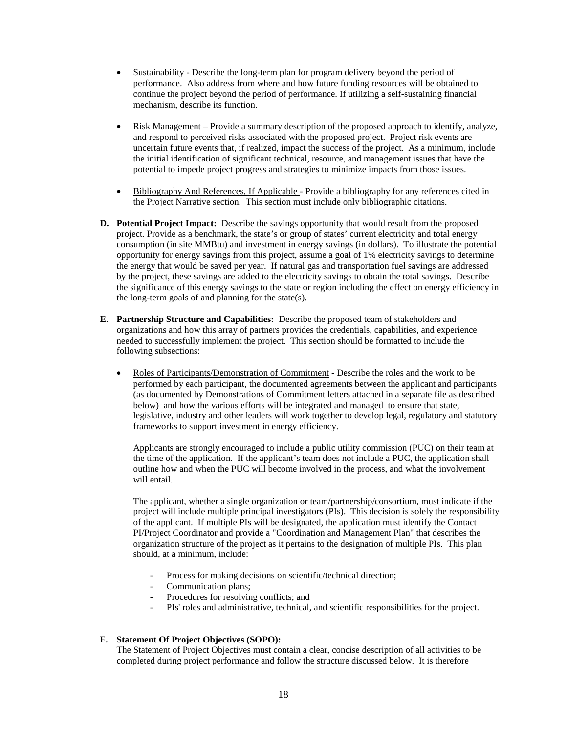- Sustainability - Describe the long-term plan for program delivery beyond the period of performance. Also address from where and how future funding resources will be obtained to continue the project beyond the period of performance. If utilizing a self-sustaining financial mechanism, describe its function.

- Risk Management – Provide a summary description of the proposed approach to identify, analyze, and respond to perceived risks associated with the proposed project. Project risk events are uncertain future events that, if realized, impact the success of the project. As a minimum, include the initial identification of significant technical, resource, and management issues that have the potential to impede project progress and strategies to minimize impacts from those issues.

- Bibliography And References, If Applicable - Provide a bibliography for any references cited in the Project Narrative section. This section must include only bibliographic citations.

**D. Potential Project Impact:** Describe the savings opportunity that would result from the proposed project. Provide as a benchmark, the state's or group of states' current electricity and total energy consumption (in site MMBtu) and investment in energy savings (in dollars). To illustrate the potential opportunity for energy savings from this project, assume a goal of 1% electricity savings to determine the energy that would be saved per year. If natural gas and transportation fuel savings are addressed by the project, these savings are added to the electricity savings to obtain the total savings. Describe the significance of this energy savings to the state or region including the effect on energy efficiency in the long-term goals of and planning for the state(s).

**E. Partnership Structure and Capabilities:** Describe the proposed team of stakeholders and organizations and how this array of partners provides the credentials, capabilities, and experience needed to successfully implement the project. This section should be formatted to include the following subsections:

- Roles of Participants/Demonstration of Commitment - Describe the roles and the work to be performed by each participant, the documented agreements between the applicant and participants (as documented by Demonstrations of Commitment letters attached in a separate file as described below) and how the various efforts will be integrated and managed to ensure that state, legislative, industry and other leaders will work together to develop legal, regulatory and statutory frameworks to support investment in energy efficiency.

  Applicants are strongly encouraged to include a public utility commission (PUC) on their team at the time of the application. If the applicant's team does not include a PUC, the application shall outline how and when the PUC will become involved in the process, and what the involvement will entail.

  The applicant, whether a single organization or team/partnership/consortium, must indicate if the project will include multiple principal investigators (PIs). This decision is solely the responsibility of the applicant. If multiple PIs will be designated, the application must identify the Contact PI/Project Coordinator and provide a "Coordination and Management Plan" that describes the organization structure of the project as it pertains to the designation of multiple PIs. This plan should, at a minimum, include:

  - Process for making decisions on scientific/technical direction;
  - Communication plans;
  - Procedures for resolving conflicts; and
  - PIs' roles and administrative, technical, and scientific responsibilities for the project.

**F. Statement Of Project Objectives (SOPO):**
The Statement of Project Objectives must contain a clear, concise description of all activities to be completed during project performance and follow the structure discussed below. It is therefore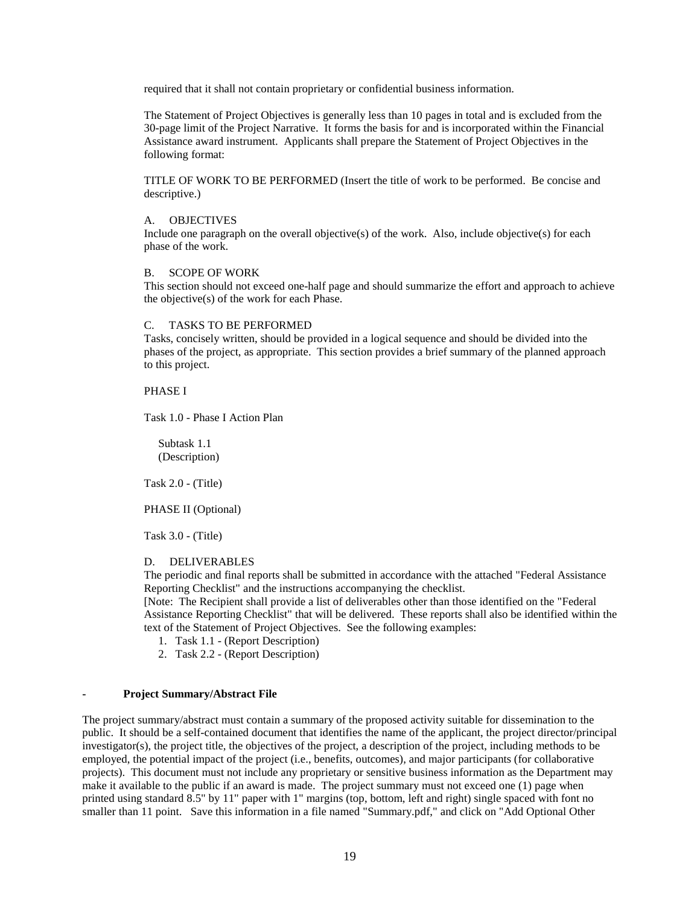required that it shall not contain proprietary or confidential business information.

The Statement of Project Objectives is generally less than 10 pages in total and is excluded from the 30-page limit of the Project Narrative. It forms the basis for and is incorporated within the Financial Assistance award instrument. Applicants shall prepare the Statement of Project Objectives in the following format:

TITLE OF WORK TO BE PERFORMED (Insert the title of work to be performed. Be concise and descriptive.)

A. OBJECTIVES
Include one paragraph on the overall objective(s) of the work. Also, include objective(s) for each phase of the work.

B. SCOPE OF WORK
This section should not exceed one-half page and should summarize the effort and approach to achieve the objective(s) of the work for each Phase.

C. TASKS TO BE PERFORMED
Tasks, concisely written, should be provided in a logical sequence and should be divided into the phases of the project, as appropriate. This section provides a brief summary of the planned approach to this project.

PHASE I

Task 1.0 - Phase I Action Plan

Subtask 1.1
(Description)

Task 2.0 - (Title)

PHASE II (Optional)

Task 3.0 - (Title)

D. DELIVERABLES
The periodic and final reports shall be submitted in accordance with the attached "Federal Assistance Reporting Checklist" and the instructions accompanying the checklist.
[Note: The Recipient shall provide a list of deliverables other than those identified on the "Federal Assistance Reporting Checklist" that will be delivered. These reports shall also be identified within the text of the Statement of Project Objectives. See the following examples:

1. Task 1.1 - (Report Description)
2. Task 2.2 - (Report Description)

- **Project Summary/Abstract File**

The project summary/abstract must contain a summary of the proposed activity suitable for dissemination to the public. It should be a self-contained document that identifies the name of the applicant, the project director/principal investigator(s), the project title, the objectives of the project, a description of the project, including methods to be employed, the potential impact of the project (i.e., benefits, outcomes), and major participants (for collaborative projects). This document must not include any proprietary or sensitive business information as the Department may make it available to the public if an award is made. The project summary must not exceed one (1) page when printed using standard 8.5" by 11" paper with 1" margins (top, bottom, left and right) single spaced with font no smaller than 11 point. Save this information in a file named "Summary.pdf," and click on "Add Optional Other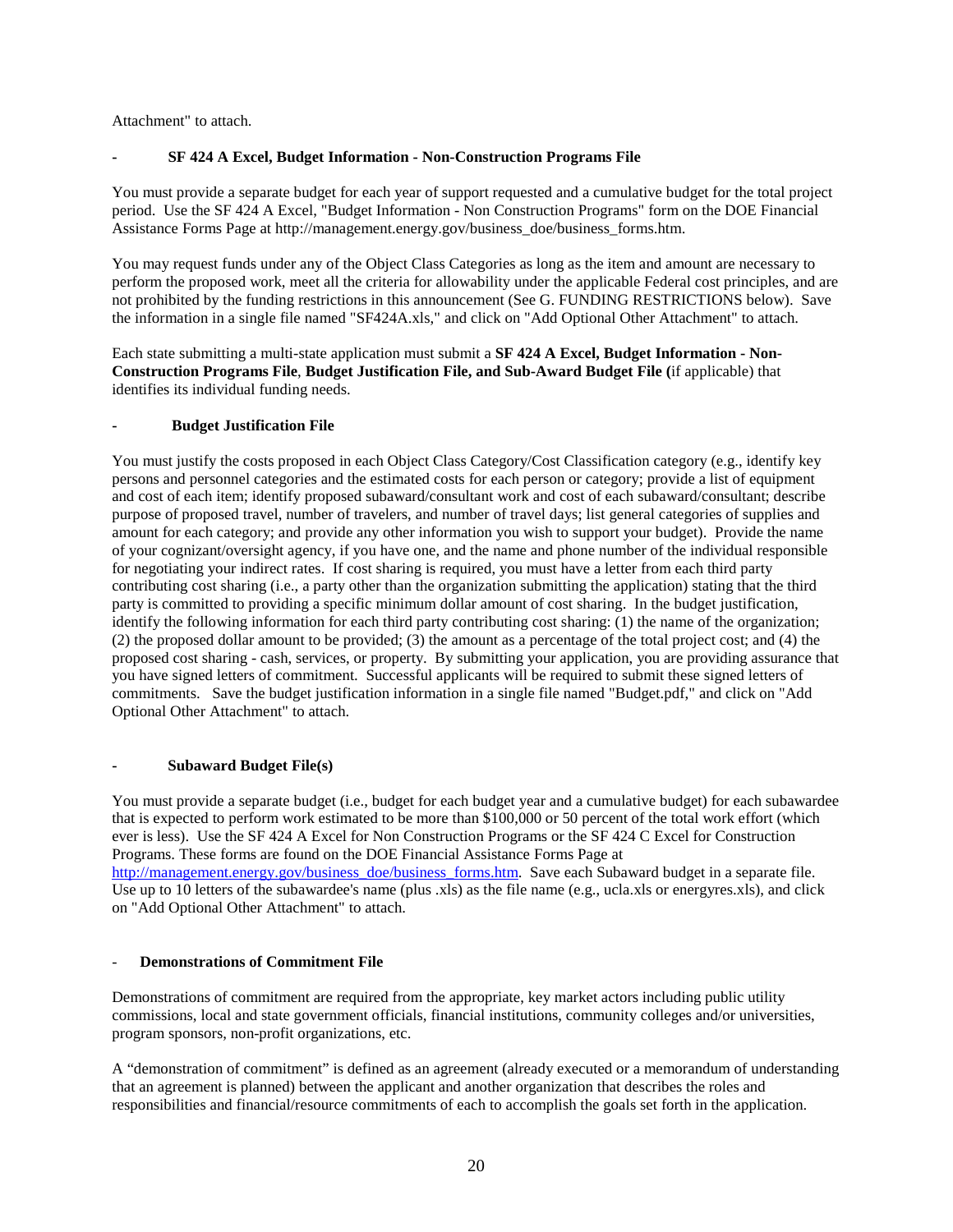Attachment" to attach.

- **SF 424 A Excel, Budget Information - Non-Construction Programs File**

You must provide a separate budget for each year of support requested and a cumulative budget for the total project period. Use the SF 424 A Excel, "Budget Information - Non Construction Programs" form on the DOE Financial Assistance Forms Page at http://management.energy.gov/business_doe/business_forms.htm.

You may request funds under any of the Object Class Categories as long as the item and amount are necessary to perform the proposed work, meet all the criteria for allowability under the applicable Federal cost principles, and are not prohibited by the funding restrictions in this announcement (See G. FUNDING RESTRICTIONS below). Save the information in a single file named "SF424A.xls," and click on "Add Optional Other Attachment" to attach.

Each state submitting a multi-state application must submit a **SF 424 A Excel, Budget Information - Non-Construction Programs File**, **Budget Justification File, and Sub-Award Budget File (**if applicable) that identifies its individual funding needs.

- **Budget Justification File**

You must justify the costs proposed in each Object Class Category/Cost Classification category (e.g., identify key persons and personnel categories and the estimated costs for each person or category; provide a list of equipment and cost of each item; identify proposed subaward/consultant work and cost of each subaward/consultant; describe purpose of proposed travel, number of travelers, and number of travel days; list general categories of supplies and amount for each category; and provide any other information you wish to support your budget). Provide the name of your cognizant/oversight agency, if you have one, and the name and phone number of the individual responsible for negotiating your indirect rates. If cost sharing is required, you must have a letter from each third party contributing cost sharing (i.e., a party other than the organization submitting the application) stating that the third party is committed to providing a specific minimum dollar amount of cost sharing. In the budget justification, identify the following information for each third party contributing cost sharing: (1) the name of the organization; (2) the proposed dollar amount to be provided; (3) the amount as a percentage of the total project cost; and (4) the proposed cost sharing - cash, services, or property. By submitting your application, you are providing assurance that you have signed letters of commitment. Successful applicants will be required to submit these signed letters of commitments. Save the budget justification information in a single file named "Budget.pdf," and click on "Add Optional Other Attachment" to attach.

- **Subaward Budget File(s)**

You must provide a separate budget (i.e., budget for each budget year and a cumulative budget) for each subawardee that is expected to perform work estimated to be more than $100,000 or 50 percent of the total work effort (which ever is less). Use the SF 424 A Excel for Non Construction Programs or the SF 424 C Excel for Construction Programs. These forms are found on the DOE Financial Assistance Forms Page at http://management.energy.gov/business_doe/business_forms.htm. Save each Subaward budget in a separate file. Use up to 10 letters of the subawardee's name (plus .xls) as the file name (e.g., ucla.xls or energyres.xls), and click on "Add Optional Other Attachment" to attach.

- **Demonstrations of Commitment File**

Demonstrations of commitment are required from the appropriate, key market actors including public utility commissions, local and state government officials, financial institutions, community colleges and/or universities, program sponsors, non-profit organizations, etc.

A "demonstration of commitment" is defined as an agreement (already executed or a memorandum of understanding that an agreement is planned) between the applicant and another organization that describes the roles and responsibilities and financial/resource commitments of each to accomplish the goals set forth in the application.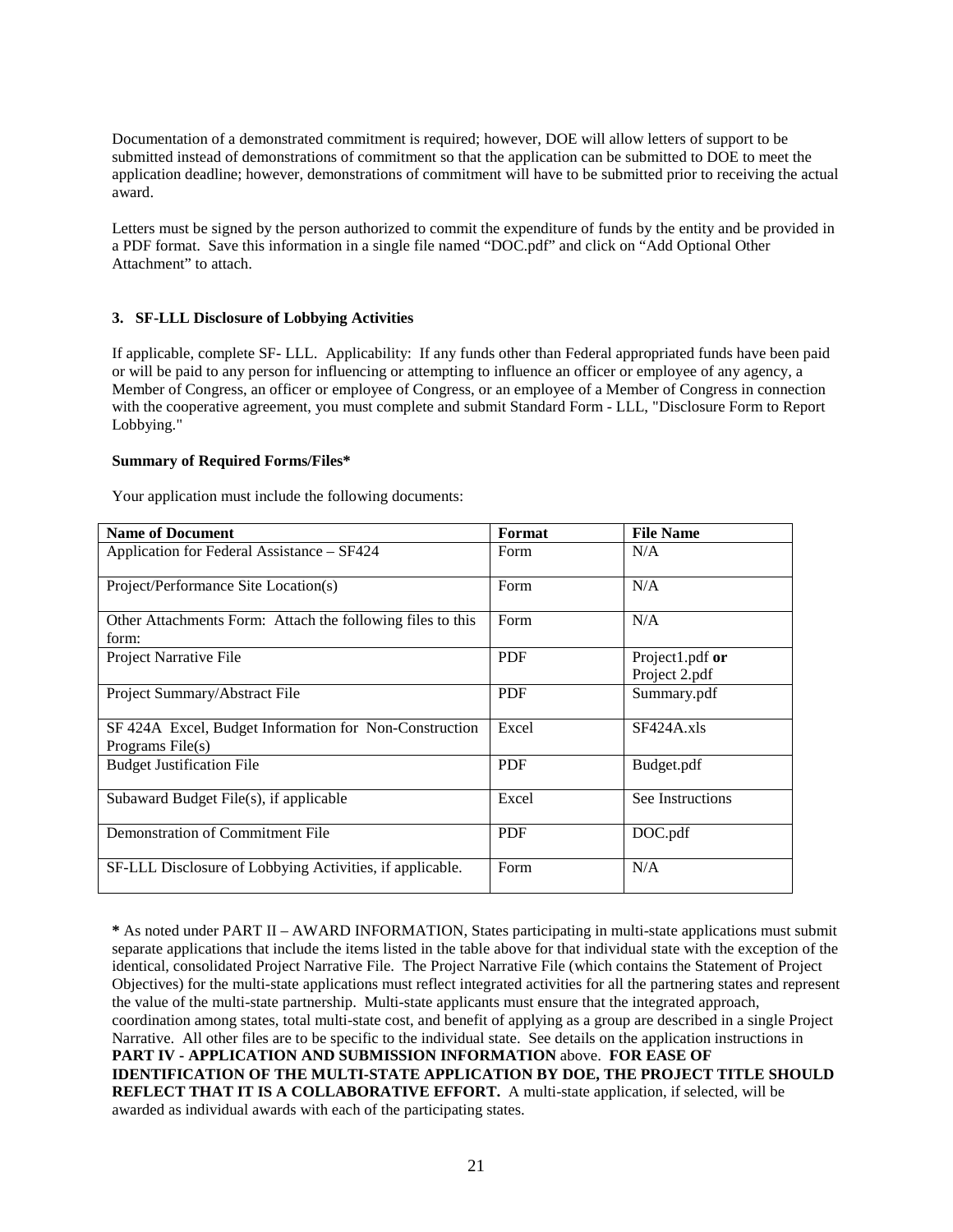Documentation of a demonstrated commitment is required; however, DOE will allow letters of support to be submitted instead of demonstrations of commitment so that the application can be submitted to DOE to meet the application deadline; however, demonstrations of commitment will have to be submitted prior to receiving the actual award.

Letters must be signed by the person authorized to commit the expenditure of funds by the entity and be provided in a PDF format. Save this information in a single file named "DOC.pdf" and click on "Add Optional Other Attachment" to attach.

### 3. SF-LLL Disclosure of Lobbying Activities

If applicable, complete SF- LLL. Applicability: If any funds other than Federal appropriated funds have been paid or will be paid to any person for influencing or attempting to influence an officer or employee of any agency, a Member of Congress, an officer or employee of Congress, or an employee of a Member of Congress in connection with the cooperative agreement, you must complete and submit Standard Form - LLL, "Disclosure Form to Report Lobbying."

**Summary of Required Forms/Files***

Your application must include the following documents:

| Name of Document | Format | File Name |
|---|---|---|
| Application for Federal Assistance – SF424 | Form | N/A |
| Project/Performance Site Location(s) | Form | N/A |
| Other Attachments Form: Attach the following files to this form: | Form | N/A |
| Project Narrative File | PDF | Project1.pdf **or** Project 2.pdf |
| Project Summary/Abstract File | PDF | Summary.pdf |
| SF 424A Excel, Budget Information for Non-Construction Programs File(s) | Excel | SF424A.xls |
| Budget Justification File | PDF | Budget.pdf |
| Subaward Budget File(s), if applicable | Excel | See Instructions |
| Demonstration of Commitment File | PDF | DOC.pdf |
| SF-LLL Disclosure of Lobbying Activities, if applicable. | Form | N/A |

**\*** As noted under PART II – AWARD INFORMATION, States participating in multi-state applications must submit separate applications that include the items listed in the table above for that individual state with the exception of the identical, consolidated Project Narrative File. The Project Narrative File (which contains the Statement of Project Objectives) for the multi-state applications must reflect integrated activities for all the partnering states and represent the value of the multi-state partnership. Multi-state applicants must ensure that the integrated approach, coordination among states, total multi-state cost, and benefit of applying as a group are described in a single Project Narrative. All other files are to be specific to the individual state. See details on the application instructions in **PART IV - APPLICATION AND SUBMISSION INFORMATION** above. **FOR EASE OF IDENTIFICATION OF THE MULTI-STATE APPLICATION BY DOE, THE PROJECT TITLE SHOULD REFLECT THAT IT IS A COLLABORATIVE EFFORT.** A multi-state application, if selected, will be awarded as individual awards with each of the participating states.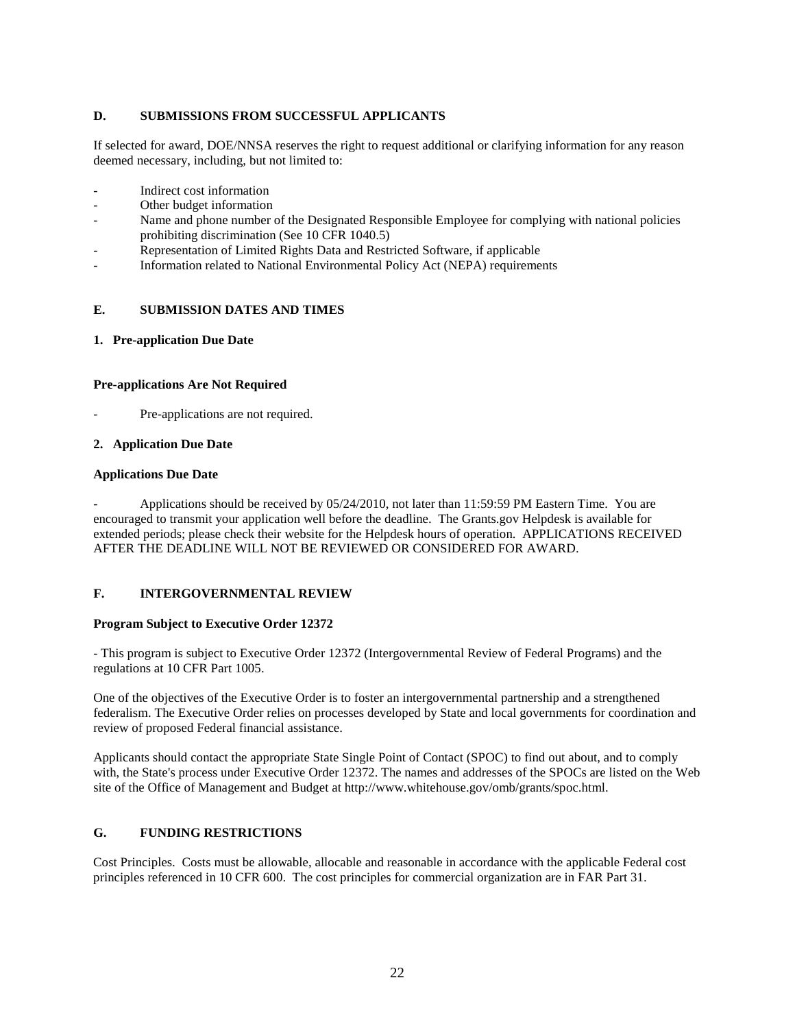## D. SUBMISSIONS FROM SUCCESSFUL APPLICANTS

If selected for award, DOE/NNSA reserves the right to request additional or clarifying information for any reason deemed necessary, including, but not limited to:

- Indirect cost information
- Other budget information
- Name and phone number of the Designated Responsible Employee for complying with national policies prohibiting discrimination (See 10 CFR 1040.5)
- Representation of Limited Rights Data and Restricted Software, if applicable
- Information related to National Environmental Policy Act (NEPA) requirements

## E. SUBMISSION DATES AND TIMES

### 1. Pre-application Due Date

**Pre-applications Are Not Required**

- Pre-applications are not required.

### 2. Application Due Date

**Applications Due Date**

- Applications should be received by 05/24/2010, not later than 11:59:59 PM Eastern Time. You are encouraged to transmit your application well before the deadline. The Grants.gov Helpdesk is available for extended periods; please check their website for the Helpdesk hours of operation. APPLICATIONS RECEIVED AFTER THE DEADLINE WILL NOT BE REVIEWED OR CONSIDERED FOR AWARD.

## F. INTERGOVERNMENTAL REVIEW

**Program Subject to Executive Order 12372**

- This program is subject to Executive Order 12372 (Intergovernmental Review of Federal Programs) and the regulations at 10 CFR Part 1005.

One of the objectives of the Executive Order is to foster an intergovernmental partnership and a strengthened federalism. The Executive Order relies on processes developed by State and local governments for coordination and review of proposed Federal financial assistance.

Applicants should contact the appropriate State Single Point of Contact (SPOC) to find out about, and to comply with, the State's process under Executive Order 12372. The names and addresses of the SPOCs are listed on the Web site of the Office of Management and Budget at http://www.whitehouse.gov/omb/grants/spoc.html.

## G. FUNDING RESTRICTIONS

Cost Principles. Costs must be allowable, allocable and reasonable in accordance with the applicable Federal cost principles referenced in 10 CFR 600. The cost principles for commercial organization are in FAR Part 31.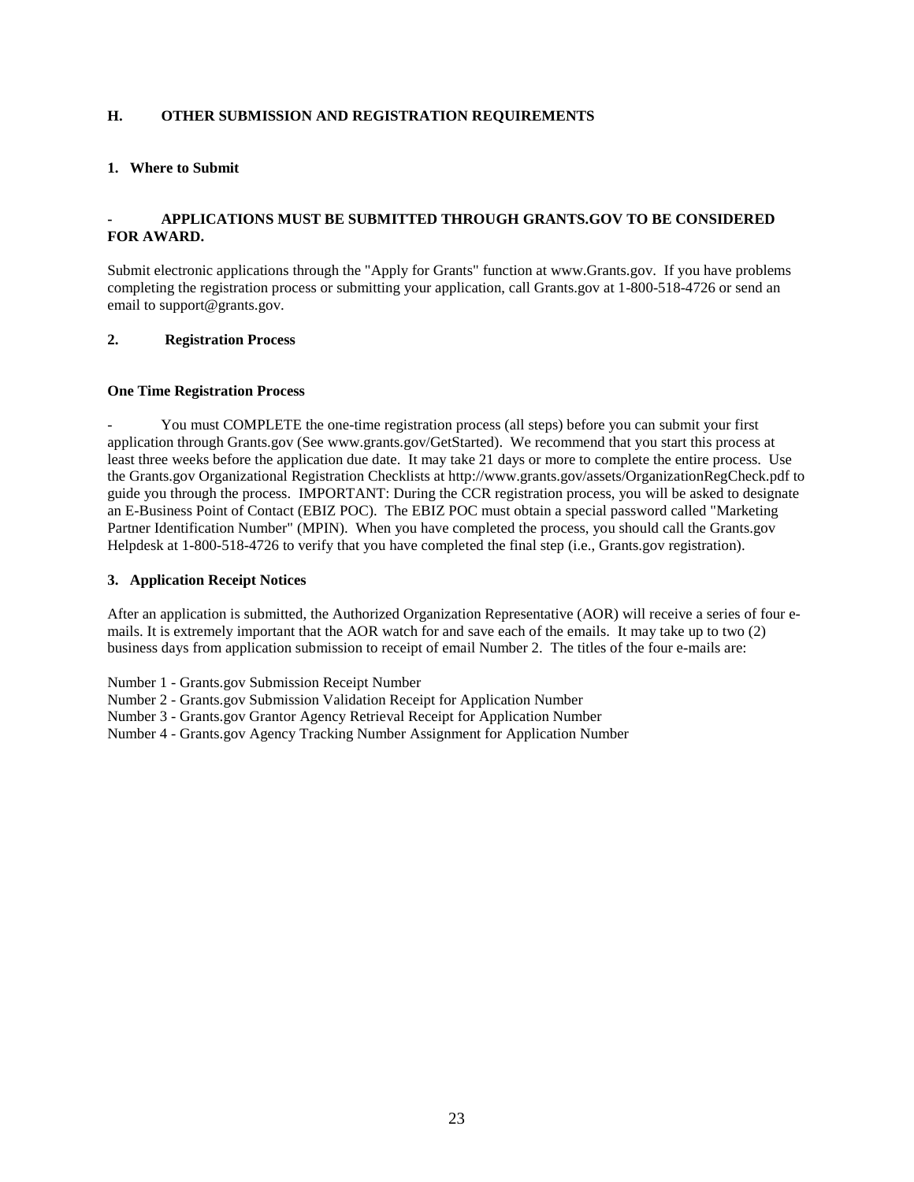## H. OTHER SUBMISSION AND REGISTRATION REQUIREMENTS

### 1. Where to Submit

**- APPLICATIONS MUST BE SUBMITTED THROUGH GRANTS.GOV TO BE CONSIDERED FOR AWARD.**

Submit electronic applications through the "Apply for Grants" function at www.Grants.gov. If you have problems completing the registration process or submitting your application, call Grants.gov at 1-800-518-4726 or send an email to support@grants.gov.

### 2. Registration Process

**One Time Registration Process**

- You must COMPLETE the one-time registration process (all steps) before you can submit your first application through Grants.gov (See www.grants.gov/GetStarted). We recommend that you start this process at least three weeks before the application due date. It may take 21 days or more to complete the entire process. Use the Grants.gov Organizational Registration Checklists at http://www.grants.gov/assets/OrganizationRegCheck.pdf to guide you through the process. IMPORTANT: During the CCR registration process, you will be asked to designate an E-Business Point of Contact (EBIZ POC). The EBIZ POC must obtain a special password called "Marketing Partner Identification Number" (MPIN). When you have completed the process, you should call the Grants.gov Helpdesk at 1-800-518-4726 to verify that you have completed the final step (i.e., Grants.gov registration).

### 3. Application Receipt Notices

After an application is submitted, the Authorized Organization Representative (AOR) will receive a series of four e-mails. It is extremely important that the AOR watch for and save each of the emails. It may take up to two (2) business days from application submission to receipt of email Number 2. The titles of the four e-mails are:

Number 1 - Grants.gov Submission Receipt Number
Number 2 - Grants.gov Submission Validation Receipt for Application Number
Number 3 - Grants.gov Grantor Agency Retrieval Receipt for Application Number
Number 4 - Grants.gov Agency Tracking Number Assignment for Application Number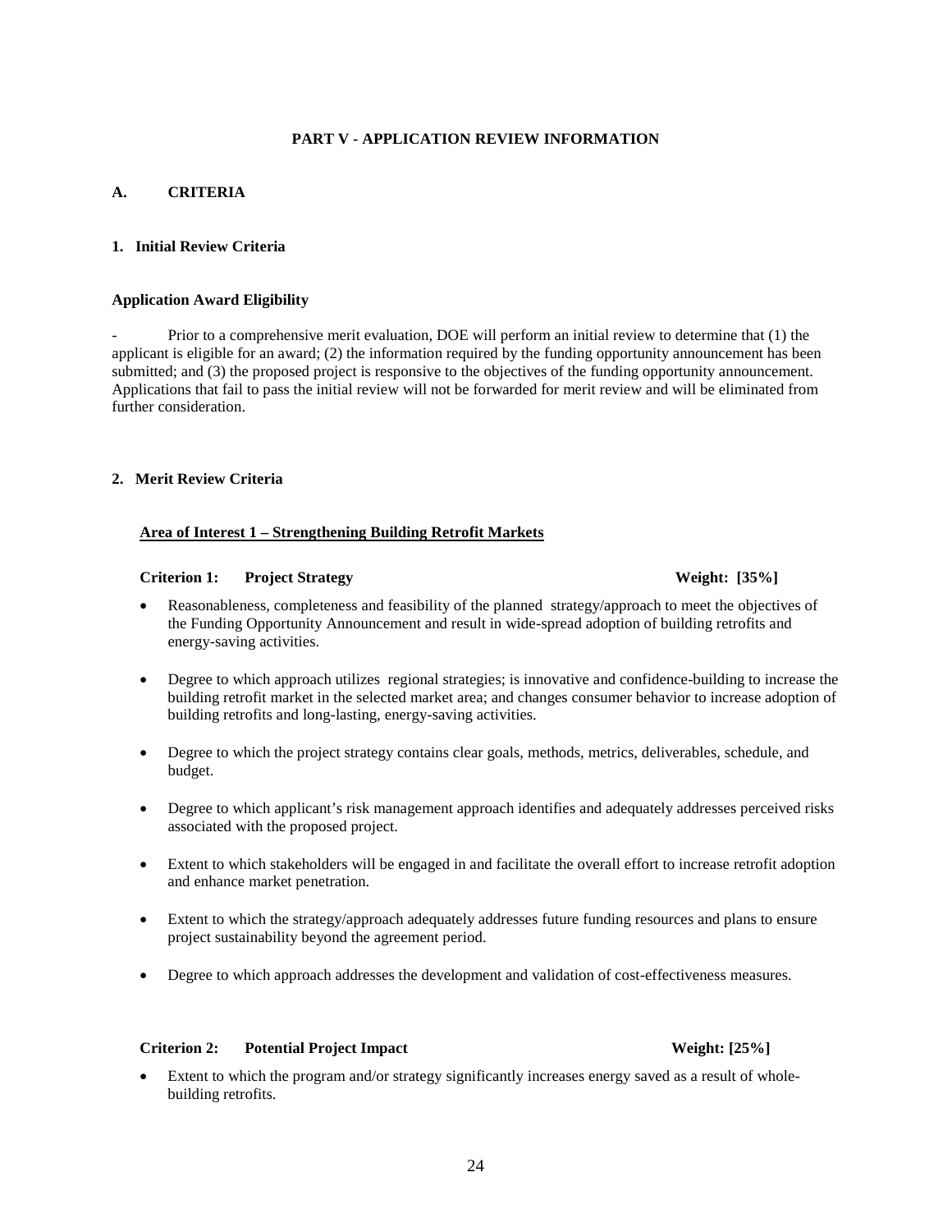# PART V - APPLICATION REVIEW INFORMATION

## A. CRITERIA

### 1. Initial Review Criteria

**Application Award Eligibility**

- Prior to a comprehensive merit evaluation, DOE will perform an initial review to determine that (1) the applicant is eligible for an award; (2) the information required by the funding opportunity announcement has been submitted; and (3) the proposed project is responsive to the objectives of the funding opportunity announcement. Applications that fail to pass the initial review will not be forwarded for merit review and will be eliminated from further consideration.

### 2. Merit Review Criteria

**Area of Interest 1 – Strengthening Building Retrofit Markets**

**Criterion 1: Project Strategy Weight: [35%]**

- Reasonableness, completeness and feasibility of the planned strategy/approach to meet the objectives of the Funding Opportunity Announcement and result in wide-spread adoption of building retrofits and energy-saving activities.
- Degree to which approach utilizes regional strategies; is innovative and confidence-building to increase the building retrofit market in the selected market area; and changes consumer behavior to increase adoption of building retrofits and long-lasting, energy-saving activities.
- Degree to which the project strategy contains clear goals, methods, metrics, deliverables, schedule, and budget.
- Degree to which applicant's risk management approach identifies and adequately addresses perceived risks associated with the proposed project.
- Extent to which stakeholders will be engaged in and facilitate the overall effort to increase retrofit adoption and enhance market penetration.
- Extent to which the strategy/approach adequately addresses future funding resources and plans to ensure project sustainability beyond the agreement period.
- Degree to which approach addresses the development and validation of cost-effectiveness measures.

**Criterion 2: Potential Project Impact Weight: [25%]**

- Extent to which the program and/or strategy significantly increases energy saved as a result of whole-building retrofits.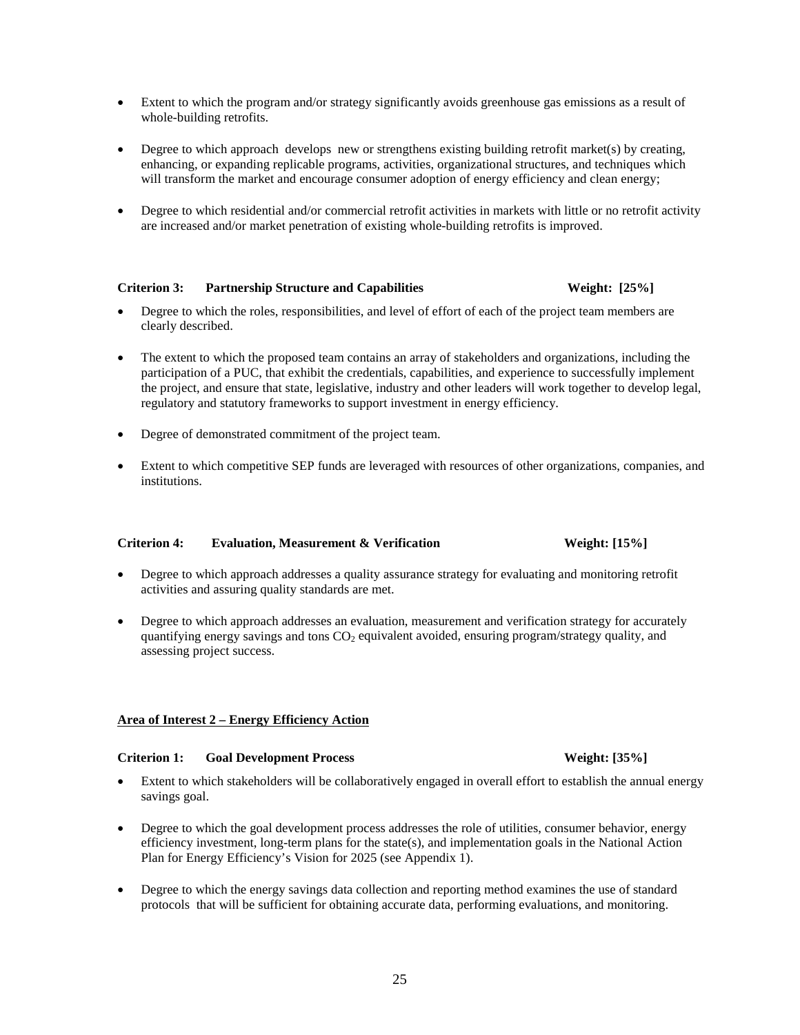- Extent to which the program and/or strategy significantly avoids greenhouse gas emissions as a result of whole-building retrofits.
- Degree to which approach develops new or strengthens existing building retrofit market(s) by creating, enhancing, or expanding replicable programs, activities, organizational structures, and techniques which will transform the market and encourage consumer adoption of energy efficiency and clean energy;
- Degree to which residential and/or commercial retrofit activities in markets with little or no retrofit activity are increased and/or market penetration of existing whole-building retrofits is improved.

**Criterion 3: Partnership Structure and Capabilities Weight: [25%]**

- Degree to which the roles, responsibilities, and level of effort of each of the project team members are clearly described.
- The extent to which the proposed team contains an array of stakeholders and organizations, including the participation of a PUC, that exhibit the credentials, capabilities, and experience to successfully implement the project, and ensure that state, legislative, industry and other leaders will work together to develop legal, regulatory and statutory frameworks to support investment in energy efficiency.
- Degree of demonstrated commitment of the project team.
- Extent to which competitive SEP funds are leveraged with resources of other organizations, companies, and institutions.

**Criterion 4: Evaluation, Measurement & Verification Weight: [15%]**

- Degree to which approach addresses a quality assurance strategy for evaluating and monitoring retrofit activities and assuring quality standards are met.
- Degree to which approach addresses an evaluation, measurement and verification strategy for accurately quantifying energy savings and tons $CO_2$ equivalent avoided, ensuring program/strategy quality, and assessing project success.

**Area of Interest 2 – Energy Efficiency Action**

**Criterion 1: Goal Development Process Weight: [35%]**

- Extent to which stakeholders will be collaboratively engaged in overall effort to establish the annual energy savings goal.
- Degree to which the goal development process addresses the role of utilities, consumer behavior, energy efficiency investment, long-term plans for the state(s), and implementation goals in the National Action Plan for Energy Efficiency's Vision for 2025 (see Appendix 1).
- Degree to which the energy savings data collection and reporting method examines the use of standard protocols that will be sufficient for obtaining accurate data, performing evaluations, and monitoring.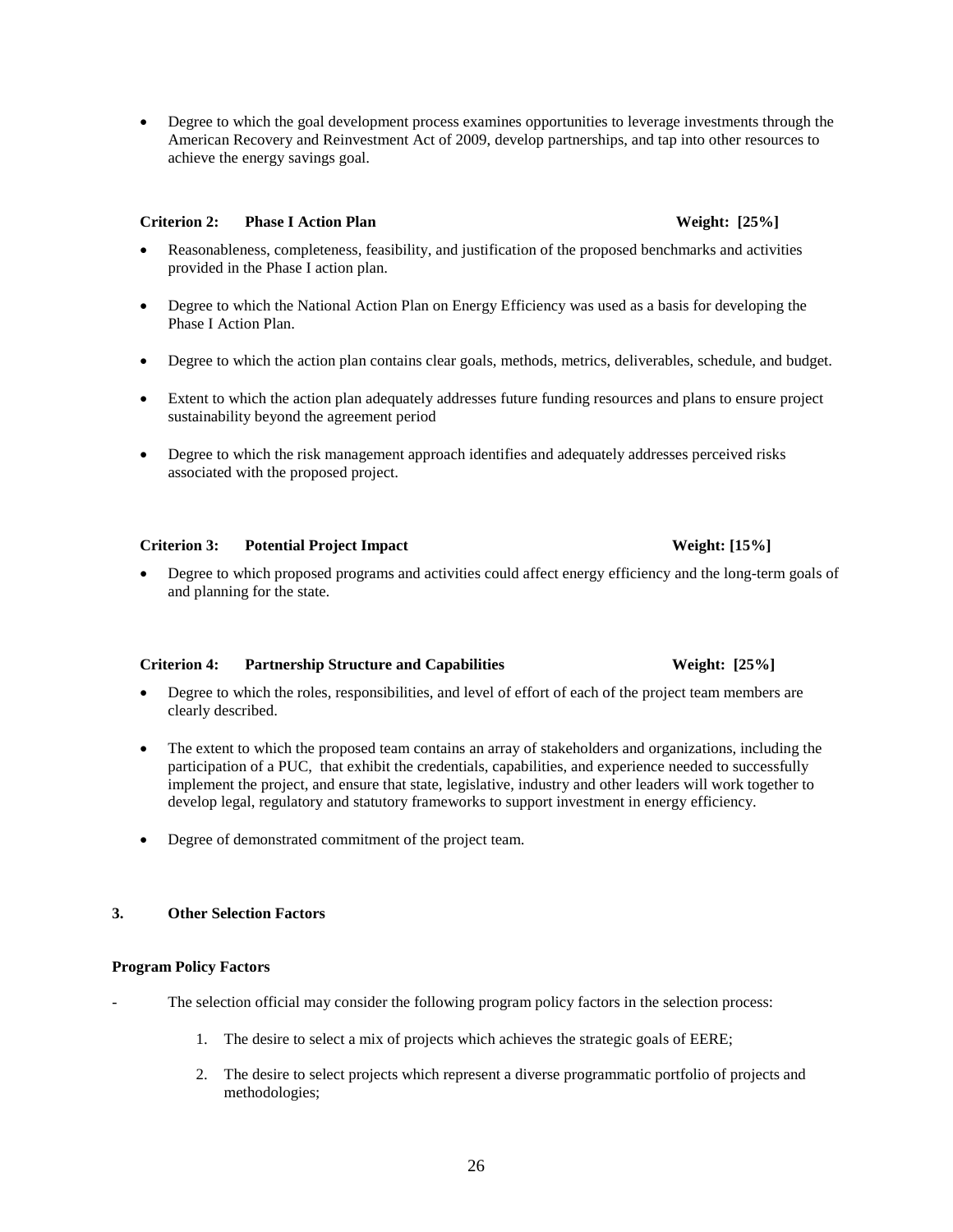- Degree to which the goal development process examines opportunities to leverage investments through the American Recovery and Reinvestment Act of 2009, develop partnerships, and tap into other resources to achieve the energy savings goal.

**Criterion 2: Phase I Action Plan** **Weight: [25%]**

- Reasonableness, completeness, feasibility, and justification of the proposed benchmarks and activities provided in the Phase I action plan.
- Degree to which the National Action Plan on Energy Efficiency was used as a basis for developing the Phase I Action Plan.
- Degree to which the action plan contains clear goals, methods, metrics, deliverables, schedule, and budget.
- Extent to which the action plan adequately addresses future funding resources and plans to ensure project sustainability beyond the agreement period
- Degree to which the risk management approach identifies and adequately addresses perceived risks associated with the proposed project.

**Criterion 3: Potential Project Impact** **Weight: [15%]**

- Degree to which proposed programs and activities could affect energy efficiency and the long-term goals of and planning for the state.

**Criterion 4: Partnership Structure and Capabilities** **Weight: [25%]**

- Degree to which the roles, responsibilities, and level of effort of each of the project team members are clearly described.
- The extent to which the proposed team contains an array of stakeholders and organizations, including the participation of a PUC, that exhibit the credentials, capabilities, and experience needed to successfully implement the project, and ensure that state, legislative, industry and other leaders will work together to develop legal, regulatory and statutory frameworks to support investment in energy efficiency.
- Degree of demonstrated commitment of the project team.

## 3. Other Selection Factors

**Program Policy Factors**

- The selection official may consider the following program policy factors in the selection process:

  1. The desire to select a mix of projects which achieves the strategic goals of EERE;
  2. The desire to select projects which represent a diverse programmatic portfolio of projects and methodologies;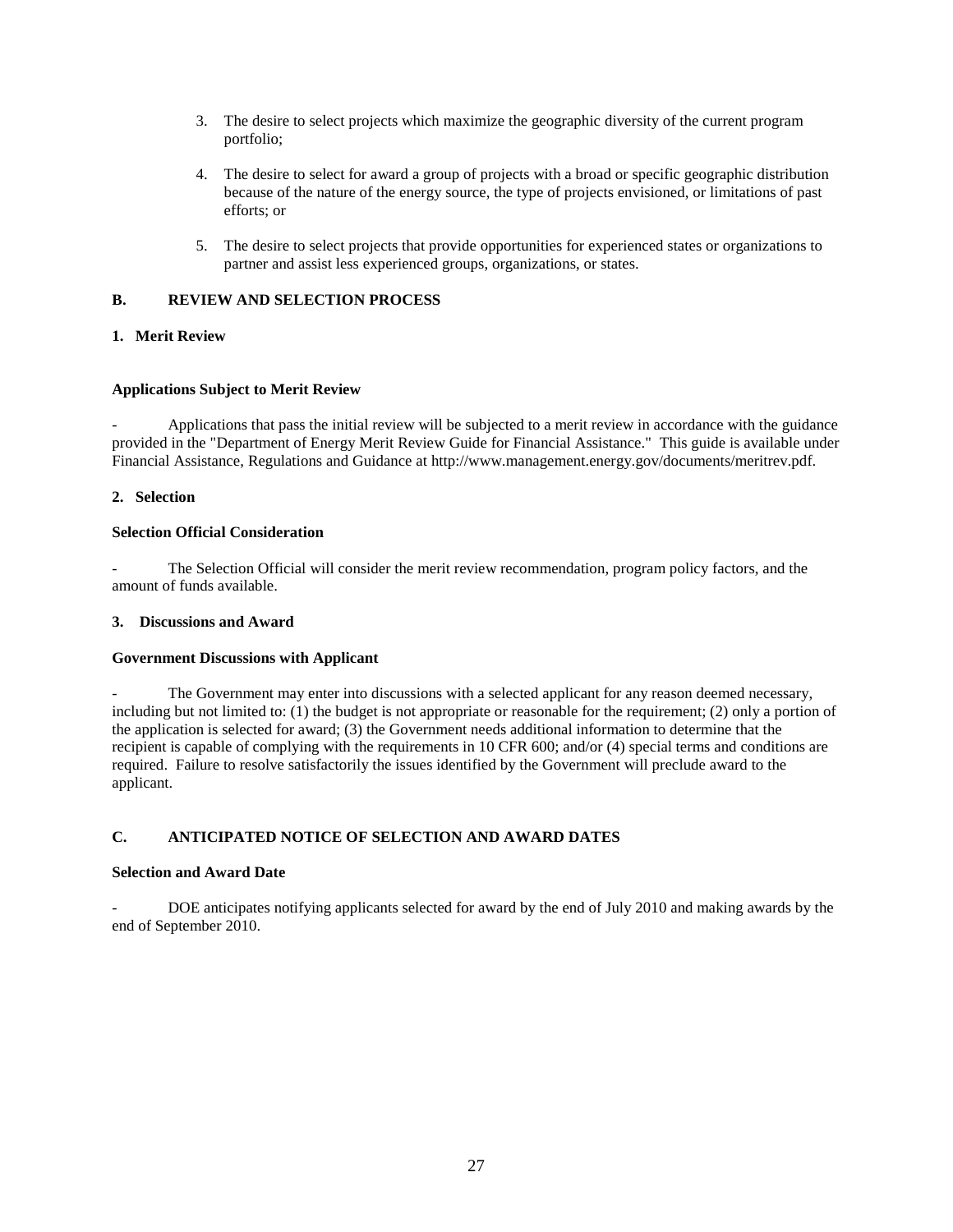3. The desire to select projects which maximize the geographic diversity of the current program portfolio;

4. The desire to select for award a group of projects with a broad or specific geographic distribution because of the nature of the energy source, the type of projects envisioned, or limitations of past efforts; or

5. The desire to select projects that provide opportunities for experienced states or organizations to partner and assist less experienced groups, organizations, or states.

## B. REVIEW AND SELECTION PROCESS

### 1. Merit Review

**Applications Subject to Merit Review**

- Applications that pass the initial review will be subjected to a merit review in accordance with the guidance provided in the "Department of Energy Merit Review Guide for Financial Assistance." This guide is available under Financial Assistance, Regulations and Guidance at http://www.management.energy.gov/documents/meritrev.pdf.

### 2. Selection

**Selection Official Consideration**

- The Selection Official will consider the merit review recommendation, program policy factors, and the amount of funds available.

### 3. Discussions and Award

**Government Discussions with Applicant**

- The Government may enter into discussions with a selected applicant for any reason deemed necessary, including but not limited to: (1) the budget is not appropriate or reasonable for the requirement; (2) only a portion of the application is selected for award; (3) the Government needs additional information to determine that the recipient is capable of complying with the requirements in 10 CFR 600; and/or (4) special terms and conditions are required. Failure to resolve satisfactorily the issues identified by the Government will preclude award to the applicant.

## C. ANTICIPATED NOTICE OF SELECTION AND AWARD DATES

**Selection and Award Date**

- DOE anticipates notifying applicants selected for award by the end of July 2010 and making awards by the end of September 2010.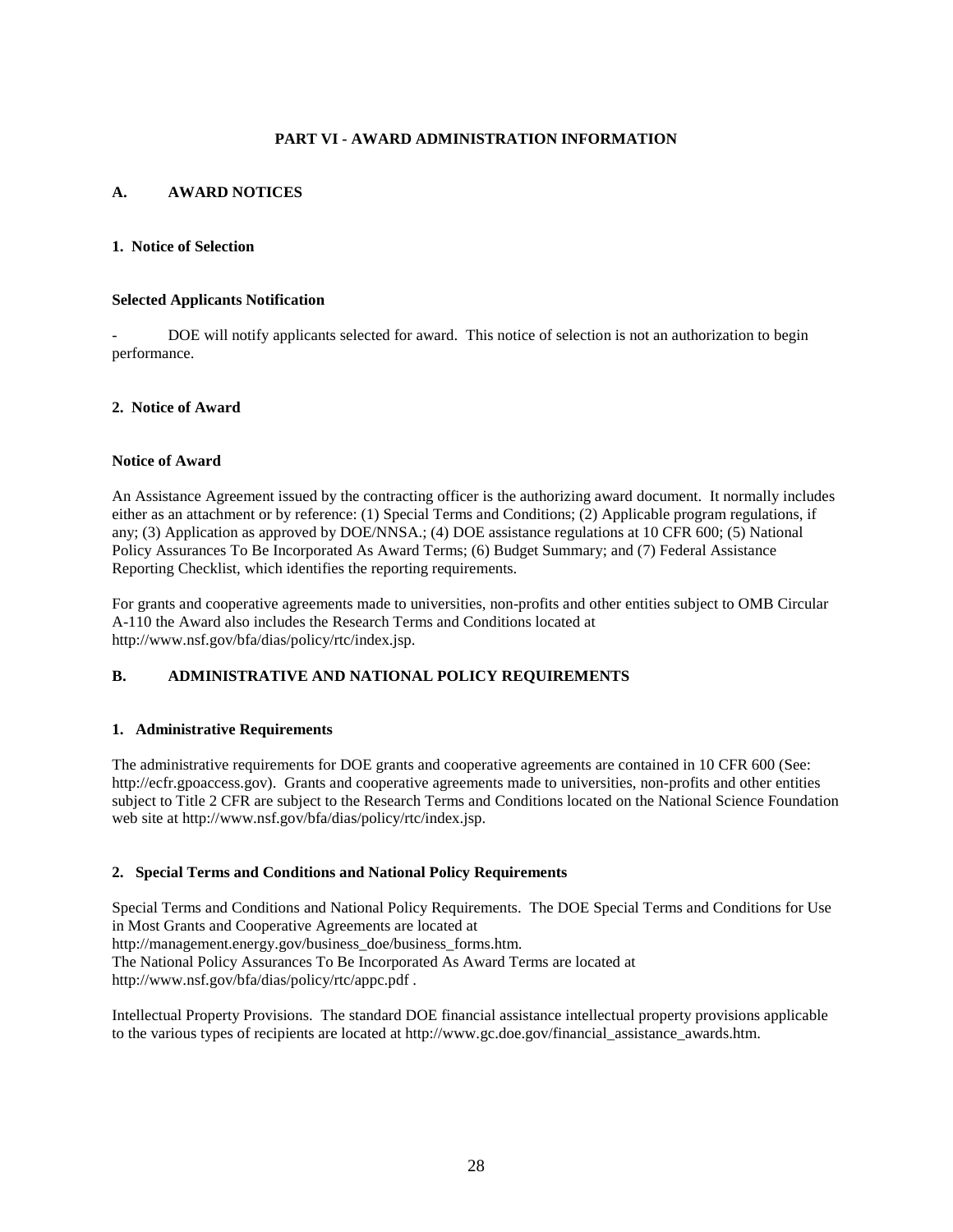# PART VI - AWARD ADMINISTRATION INFORMATION

## A. AWARD NOTICES

### 1. Notice of Selection

**Selected Applicants Notification**

- DOE will notify applicants selected for award. This notice of selection is not an authorization to begin performance.

### 2. Notice of Award

**Notice of Award**

An Assistance Agreement issued by the contracting officer is the authorizing award document. It normally includes either as an attachment or by reference: (1) Special Terms and Conditions; (2) Applicable program regulations, if any; (3) Application as approved by DOE/NNSA.; (4) DOE assistance regulations at 10 CFR 600; (5) National Policy Assurances To Be Incorporated As Award Terms; (6) Budget Summary; and (7) Federal Assistance Reporting Checklist, which identifies the reporting requirements.

For grants and cooperative agreements made to universities, non-profits and other entities subject to OMB Circular A-110 the Award also includes the Research Terms and Conditions located at http://www.nsf.gov/bfa/dias/policy/rtc/index.jsp.

## B. ADMINISTRATIVE AND NATIONAL POLICY REQUIREMENTS

### 1. Administrative Requirements

The administrative requirements for DOE grants and cooperative agreements are contained in 10 CFR 600 (See: http://ecfr.gpoaccess.gov). Grants and cooperative agreements made to universities, non-profits and other entities subject to Title 2 CFR are subject to the Research Terms and Conditions located on the National Science Foundation web site at http://www.nsf.gov/bfa/dias/policy/rtc/index.jsp.

### 2. Special Terms and Conditions and National Policy Requirements

Special Terms and Conditions and National Policy Requirements. The DOE Special Terms and Conditions for Use in Most Grants and Cooperative Agreements are located at
http://management.energy.gov/business_doe/business_forms.htm.
The National Policy Assurances To Be Incorporated As Award Terms are located at
http://www.nsf.gov/bfa/dias/policy/rtc/appc.pdf .

Intellectual Property Provisions. The standard DOE financial assistance intellectual property provisions applicable to the various types of recipients are located at http://www.gc.doe.gov/financial_assistance_awards.htm.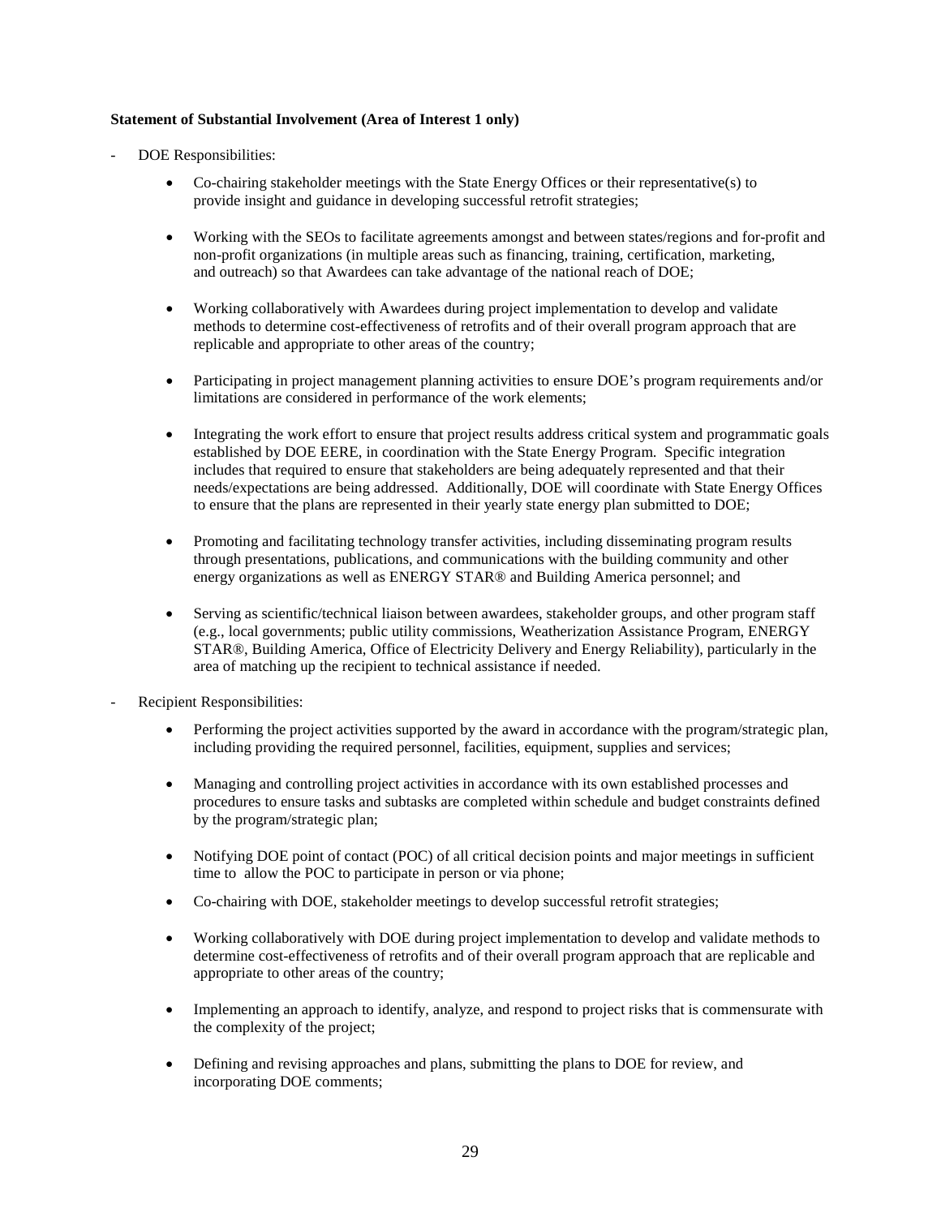**Statement of Substantial Involvement (Area of Interest 1 only)**

- DOE Responsibilities:

    - Co-chairing stakeholder meetings with the State Energy Offices or their representative(s) to provide insight and guidance in developing successful retrofit strategies;
    - Working with the SEOs to facilitate agreements amongst and between states/regions and for-profit and non-profit organizations (in multiple areas such as financing, training, certification, marketing, and outreach) so that Awardees can take advantage of the national reach of DOE;
    - Working collaboratively with Awardees during project implementation to develop and validate methods to determine cost-effectiveness of retrofits and of their overall program approach that are replicable and appropriate to other areas of the country;
    - Participating in project management planning activities to ensure DOE's program requirements and/or limitations are considered in performance of the work elements;
    - Integrating the work effort to ensure that project results address critical system and programmatic goals established by DOE EERE, in coordination with the State Energy Program. Specific integration includes that required to ensure that stakeholders are being adequately represented and that their needs/expectations are being addressed. Additionally, DOE will coordinate with State Energy Offices to ensure that the plans are represented in their yearly state energy plan submitted to DOE;
    - Promoting and facilitating technology transfer activities, including disseminating program results through presentations, publications, and communications with the building community and other energy organizations as well as ENERGY STAR® and Building America personnel; and
    - Serving as scientific/technical liaison between awardees, stakeholder groups, and other program staff (e.g., local governments; public utility commissions, Weatherization Assistance Program, ENERGY STAR®, Building America, Office of Electricity Delivery and Energy Reliability), particularly in the area of matching up the recipient to technical assistance if needed.

- Recipient Responsibilities:

    - Performing the project activities supported by the award in accordance with the program/strategic plan, including providing the required personnel, facilities, equipment, supplies and services;
    - Managing and controlling project activities in accordance with its own established processes and procedures to ensure tasks and subtasks are completed within schedule and budget constraints defined by the program/strategic plan;
    - Notifying DOE point of contact (POC) of all critical decision points and major meetings in sufficient time to allow the POC to participate in person or via phone;
    - Co-chairing with DOE, stakeholder meetings to develop successful retrofit strategies;
    - Working collaboratively with DOE during project implementation to develop and validate methods to determine cost-effectiveness of retrofits and of their overall program approach that are replicable and appropriate to other areas of the country;
    - Implementing an approach to identify, analyze, and respond to project risks that is commensurate with the complexity of the project;
    - Defining and revising approaches and plans, submitting the plans to DOE for review, and incorporating DOE comments;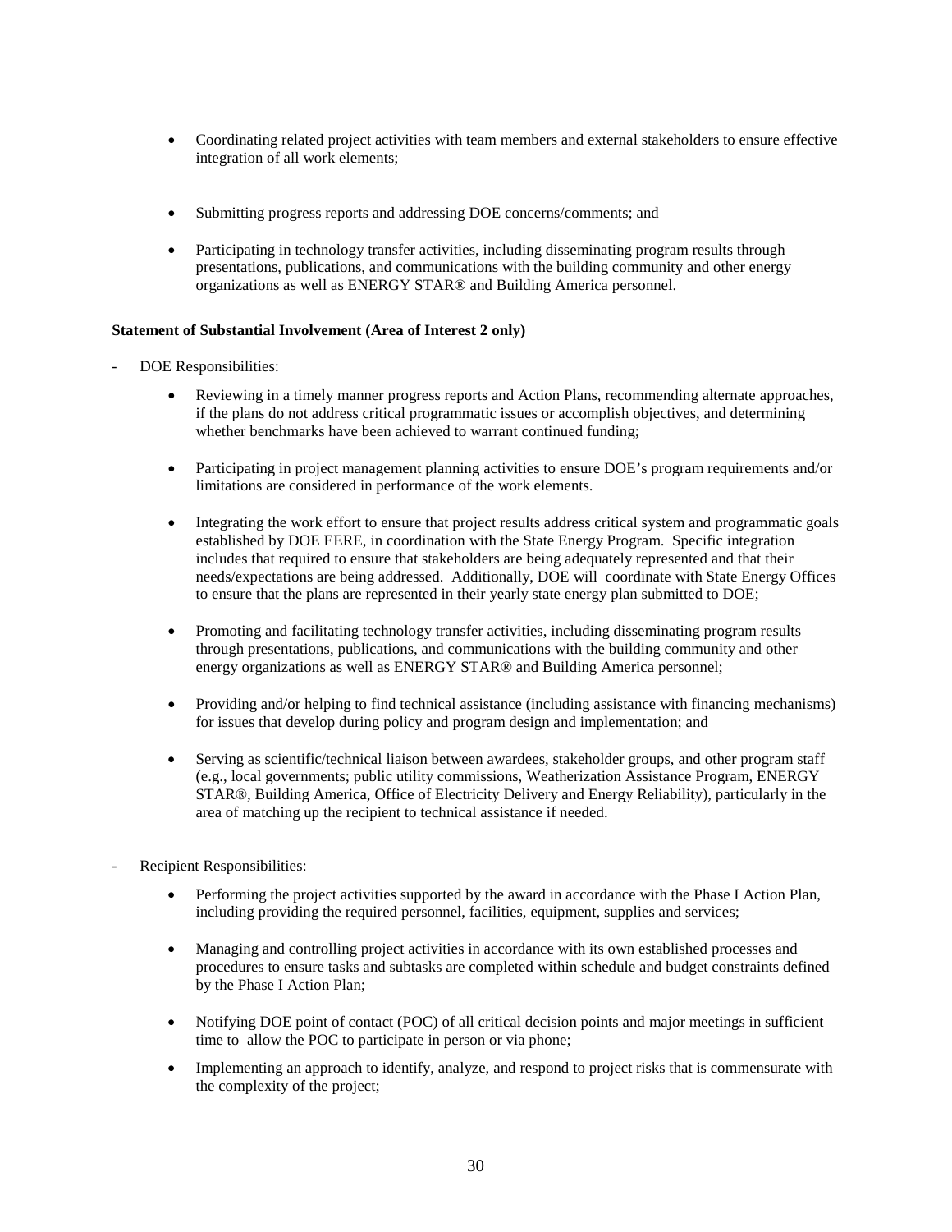- Coordinating related project activities with team members and external stakeholders to ensure effective integration of all work elements;

- Submitting progress reports and addressing DOE concerns/comments; and

- Participating in technology transfer activities, including disseminating program results through presentations, publications, and communications with the building community and other energy organizations as well as ENERGY STAR® and Building America personnel.

**Statement of Substantial Involvement (Area of Interest 2 only)**

- DOE Responsibilities:

  - Reviewing in a timely manner progress reports and Action Plans, recommending alternate approaches, if the plans do not address critical programmatic issues or accomplish objectives, and determining whether benchmarks have been achieved to warrant continued funding;

  - Participating in project management planning activities to ensure DOE's program requirements and/or limitations are considered in performance of the work elements.

  - Integrating the work effort to ensure that project results address critical system and programmatic goals established by DOE EERE, in coordination with the State Energy Program. Specific integration includes that required to ensure that stakeholders are being adequately represented and that their needs/expectations are being addressed. Additionally, DOE will coordinate with State Energy Offices to ensure that the plans are represented in their yearly state energy plan submitted to DOE;

  - Promoting and facilitating technology transfer activities, including disseminating program results through presentations, publications, and communications with the building community and other energy organizations as well as ENERGY STAR® and Building America personnel;

  - Providing and/or helping to find technical assistance (including assistance with financing mechanisms) for issues that develop during policy and program design and implementation; and

  - Serving as scientific/technical liaison between awardees, stakeholder groups, and other program staff (e.g., local governments; public utility commissions, Weatherization Assistance Program, ENERGY STAR®, Building America, Office of Electricity Delivery and Energy Reliability), particularly in the area of matching up the recipient to technical assistance if needed.

- Recipient Responsibilities:

  - Performing the project activities supported by the award in accordance with the Phase I Action Plan, including providing the required personnel, facilities, equipment, supplies and services;

  - Managing and controlling project activities in accordance with its own established processes and procedures to ensure tasks and subtasks are completed within schedule and budget constraints defined by the Phase I Action Plan;

  - Notifying DOE point of contact (POC) of all critical decision points and major meetings in sufficient time to allow the POC to participate in person or via phone;

  - Implementing an approach to identify, analyze, and respond to project risks that is commensurate with the complexity of the project;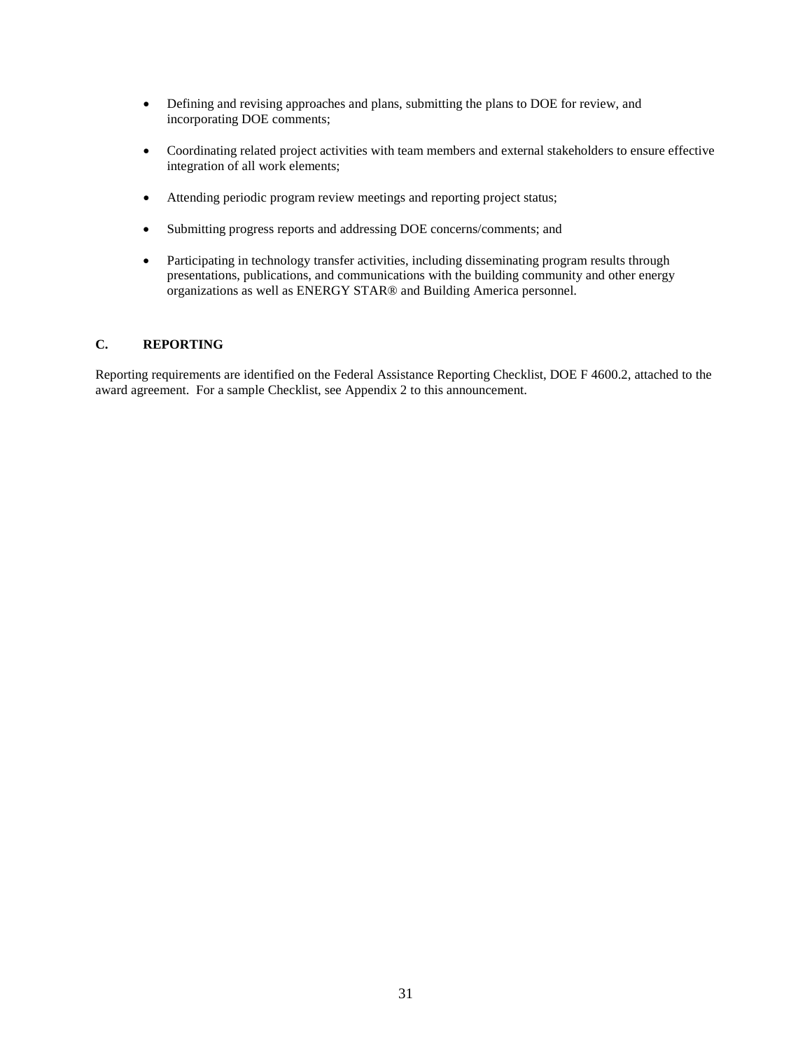- Defining and revising approaches and plans, submitting the plans to DOE for review, and incorporating DOE comments;
- Coordinating related project activities with team members and external stakeholders to ensure effective integration of all work elements;
- Attending periodic program review meetings and reporting project status;
- Submitting progress reports and addressing DOE concerns/comments; and
- Participating in technology transfer activities, including disseminating program results through presentations, publications, and communications with the building community and other energy organizations as well as ENERGY STAR® and Building America personnel.

## C. REPORTING

Reporting requirements are identified on the Federal Assistance Reporting Checklist, DOE F 4600.2, attached to the award agreement. For a sample Checklist, see Appendix 2 to this announcement.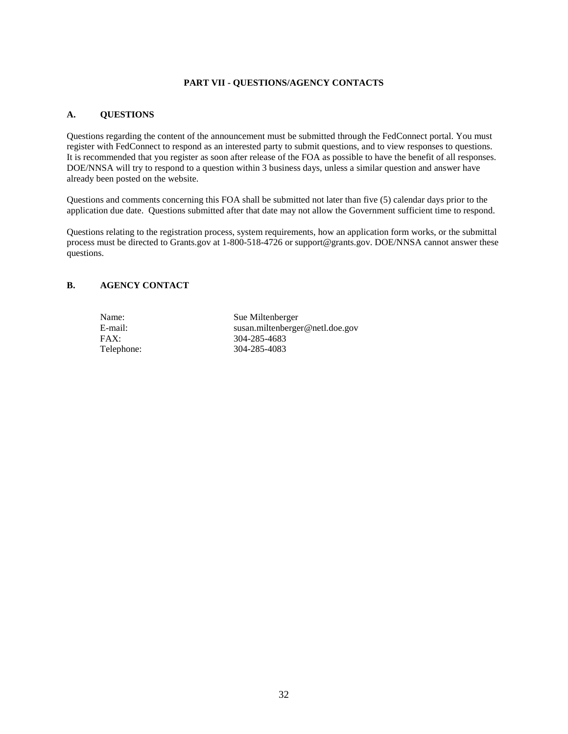## PART VII - QUESTIONS/AGENCY CONTACTS

### A. QUESTIONS

Questions regarding the content of the announcement must be submitted through the FedConnect portal. You must register with FedConnect to respond as an interested party to submit questions, and to view responses to questions. It is recommended that you register as soon after release of the FOA as possible to have the benefit of all responses. DOE/NNSA will try to respond to a question within 3 business days, unless a similar question and answer have already been posted on the website.

Questions and comments concerning this FOA shall be submitted not later than five (5) calendar days prior to the application due date. Questions submitted after that date may not allow the Government sufficient time to respond.

Questions relating to the registration process, system requirements, how an application form works, or the submittal process must be directed to Grants.gov at 1-800-518-4726 or support@grants.gov. DOE/NNSA cannot answer these questions.

### B. AGENCY CONTACT

| | |
|---|---|
| Name: | Sue Miltenberger |
| E-mail: | susan.miltenberger@netl.doe.gov |
| FAX: | 304-285-4683 |
| Telephone: | 304-285-4083 |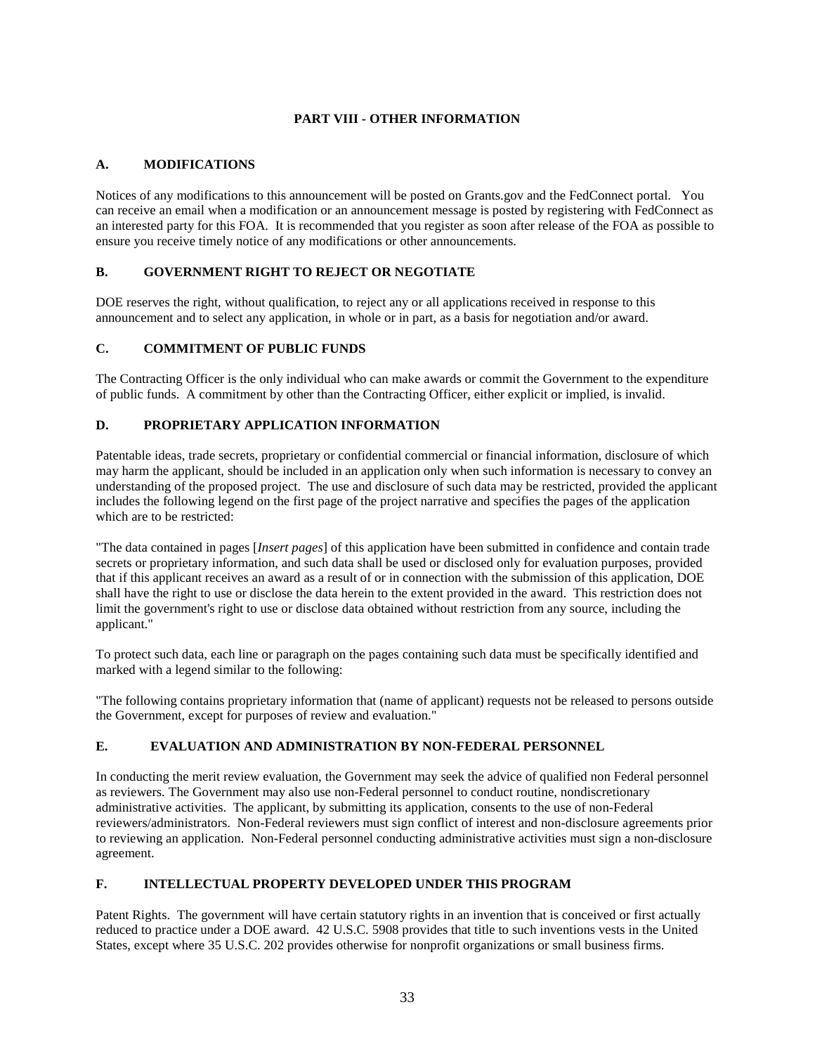# PART VIII - OTHER INFORMATION

## A. MODIFICATIONS

Notices of any modifications to this announcement will be posted on Grants.gov and the FedConnect portal. You can receive an email when a modification or an announcement message is posted by registering with FedConnect as an interested party for this FOA. It is recommended that you register as soon after release of the FOA as possible to ensure you receive timely notice of any modifications or other announcements.

## B. GOVERNMENT RIGHT TO REJECT OR NEGOTIATE

DOE reserves the right, without qualification, to reject any or all applications received in response to this announcement and to select any application, in whole or in part, as a basis for negotiation and/or award.

## C. COMMITMENT OF PUBLIC FUNDS

The Contracting Officer is the only individual who can make awards or commit the Government to the expenditure of public funds. A commitment by other than the Contracting Officer, either explicit or implied, is invalid.

## D. PROPRIETARY APPLICATION INFORMATION

Patentable ideas, trade secrets, proprietary or confidential commercial or financial information, disclosure of which may harm the applicant, should be included in an application only when such information is necessary to convey an understanding of the proposed project. The use and disclosure of such data may be restricted, provided the applicant includes the following legend on the first page of the project narrative and specifies the pages of the application which are to be restricted:

"The data contained in pages [*Insert pages*] of this application have been submitted in confidence and contain trade secrets or proprietary information, and such data shall be used or disclosed only for evaluation purposes, provided that if this applicant receives an award as a result of or in connection with the submission of this application, DOE shall have the right to use or disclose the data herein to the extent provided in the award. This restriction does not limit the government's right to use or disclose data obtained without restriction from any source, including the applicant."

To protect such data, each line or paragraph on the pages containing such data must be specifically identified and marked with a legend similar to the following:

"The following contains proprietary information that (name of applicant) requests not be released to persons outside the Government, except for purposes of review and evaluation."

## E. EVALUATION AND ADMINISTRATION BY NON-FEDERAL PERSONNEL

In conducting the merit review evaluation, the Government may seek the advice of qualified non Federal personnel as reviewers. The Government may also use non-Federal personnel to conduct routine, nondiscretionary administrative activities. The applicant, by submitting its application, consents to the use of non-Federal reviewers/administrators. Non-Federal reviewers must sign conflict of interest and non-disclosure agreements prior to reviewing an application. Non-Federal personnel conducting administrative activities must sign a non-disclosure agreement.

## F. INTELLECTUAL PROPERTY DEVELOPED UNDER THIS PROGRAM

Patent Rights. The government will have certain statutory rights in an invention that is conceived or first actually reduced to practice under a DOE award. 42 U.S.C. 5908 provides that title to such inventions vests in the United States, except where 35 U.S.C. 202 provides otherwise for nonprofit organizations or small business firms.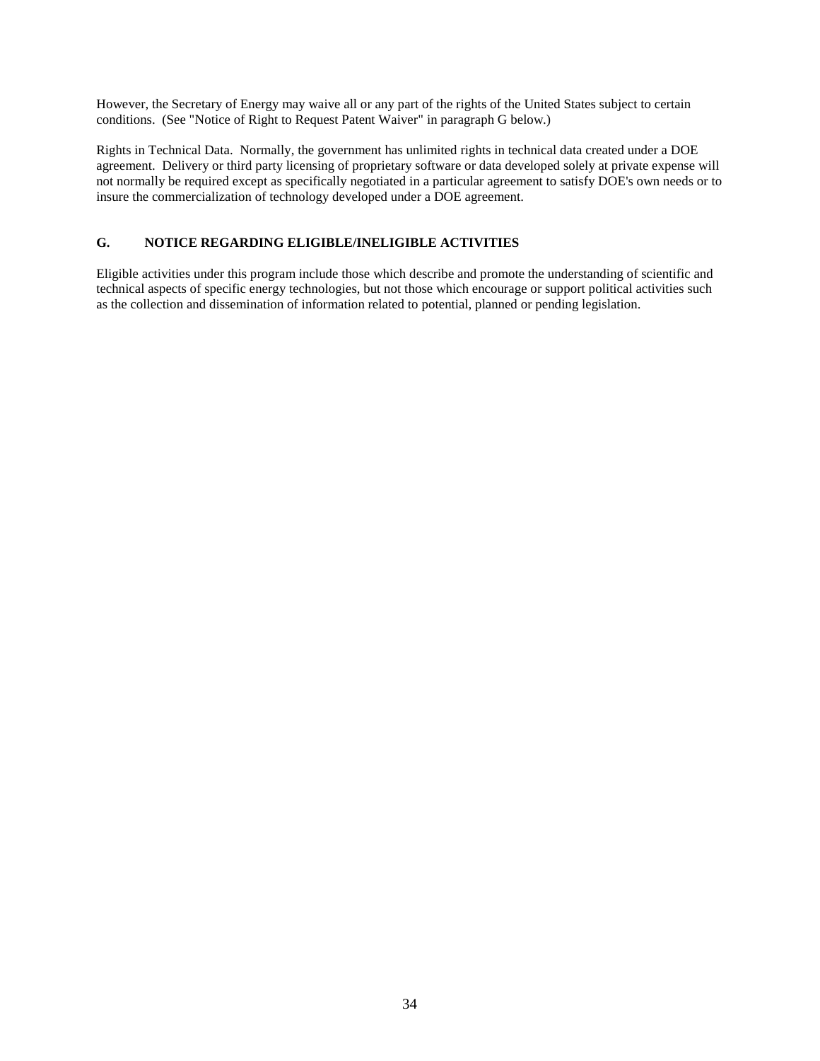However, the Secretary of Energy may waive all or any part of the rights of the United States subject to certain conditions. (See "Notice of Right to Request Patent Waiver" in paragraph G below.)

Rights in Technical Data. Normally, the government has unlimited rights in technical data created under a DOE agreement. Delivery or third party licensing of proprietary software or data developed solely at private expense will not normally be required except as specifically negotiated in a particular agreement to satisfy DOE's own needs or to insure the commercialization of technology developed under a DOE agreement.

## G. NOTICE REGARDING ELIGIBLE/INELIGIBLE ACTIVITIES

Eligible activities under this program include those which describe and promote the understanding of scientific and technical aspects of specific energy technologies, but not those which encourage or support political activities such as the collection and dissemination of information related to potential, planned or pending legislation.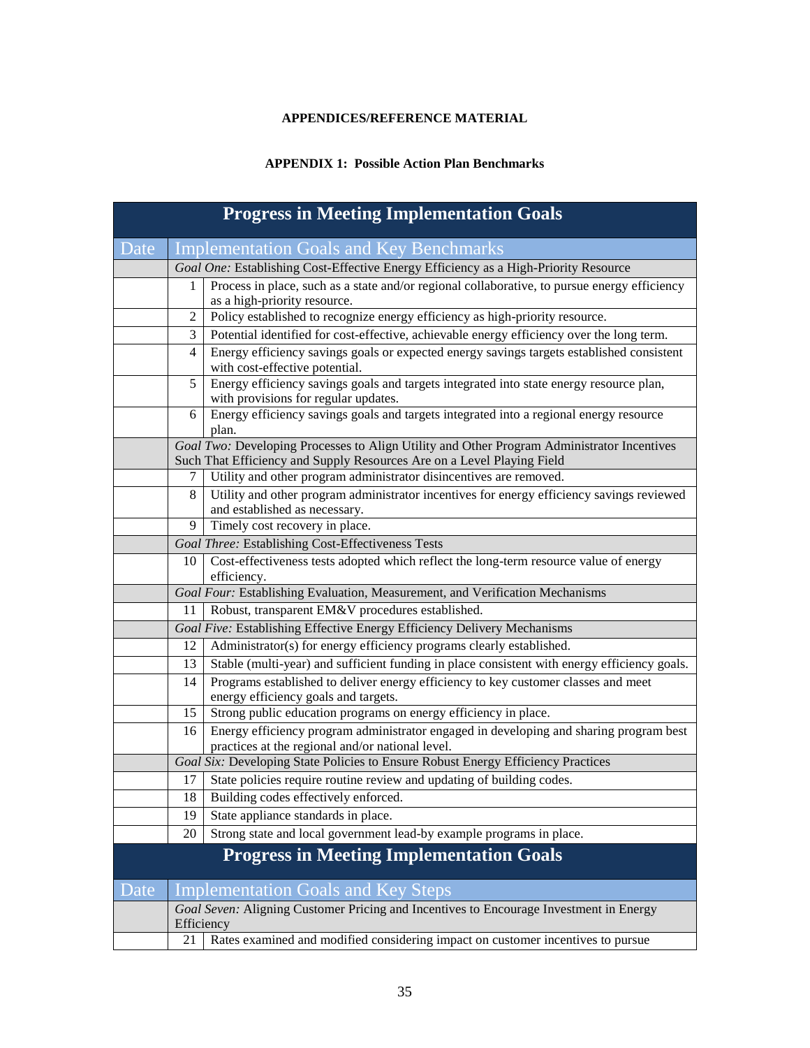**APPENDICES/REFERENCE MATERIAL**

**APPENDIX 1: Possible Action Plan Benchmarks**

| Progress in Meeting Implementation Goals | | |
|---|---|---|
| **Date** | **Implementation Goals and Key Benchmarks** | |
| | *Goal One:* Establishing Cost-Effective Energy Efficiency as a High-Priority Resource | |
| | 1 | Process in place, such as a state and/or regional collaborative, to pursue energy efficiency as a high-priority resource. |
| | 2 | Policy established to recognize energy efficiency as high-priority resource. |
| | 3 | Potential identified for cost-effective, achievable energy efficiency over the long term. |
| | 4 | Energy efficiency savings goals or expected energy savings targets established consistent with cost-effective potential. |
| | 5 | Energy efficiency savings goals and targets integrated into state energy resource plan, with provisions for regular updates. |
| | 6 | Energy efficiency savings goals and targets integrated into a regional energy resource plan. |
| | *Goal Two:* Developing Processes to Align Utility and Other Program Administrator Incentives Such That Efficiency and Supply Resources Are on a Level Playing Field | |
| | 7 | Utility and other program administrator disincentives are removed. |
| | 8 | Utility and other program administrator incentives for energy efficiency savings reviewed and established as necessary. |
| | 9 | Timely cost recovery in place. |
| | *Goal Three:* Establishing Cost-Effectiveness Tests | |
| | 10 | Cost-effectiveness tests adopted which reflect the long-term resource value of energy efficiency. |
| | *Goal Four:* Establishing Evaluation, Measurement, and Verification Mechanisms | |
| | 11 | Robust, transparent EM&V procedures established. |
| | *Goal Five:* Establishing Effective Energy Efficiency Delivery Mechanisms | |
| | 12 | Administrator(s) for energy efficiency programs clearly established. |
| | 13 | Stable (multi-year) and sufficient funding in place consistent with energy efficiency goals. |
| | 14 | Programs established to deliver energy efficiency to key customer classes and meet energy efficiency goals and targets. |
| | 15 | Strong public education programs on energy efficiency in place. |
| | 16 | Energy efficiency program administrator engaged in developing and sharing program best practices at the regional and/or national level. |
| | *Goal Six:* Developing State Policies to Ensure Robust Energy Efficiency Practices | |
| | 17 | State policies require routine review and updating of building codes. |
| | 18 | Building codes effectively enforced. |
| | 19 | State appliance standards in place. |
| | 20 | Strong state and local government lead-by example programs in place. |

| Progress in Meeting Implementation Goals | | |
|---|---|---|
| **Date** | **Implementation Goals and Key Steps** | |
| | *Goal Seven:* Aligning Customer Pricing and Incentives to Encourage Investment in Energy Efficiency | |
| | 21 | Rates examined and modified considering impact on customer incentives to pursue |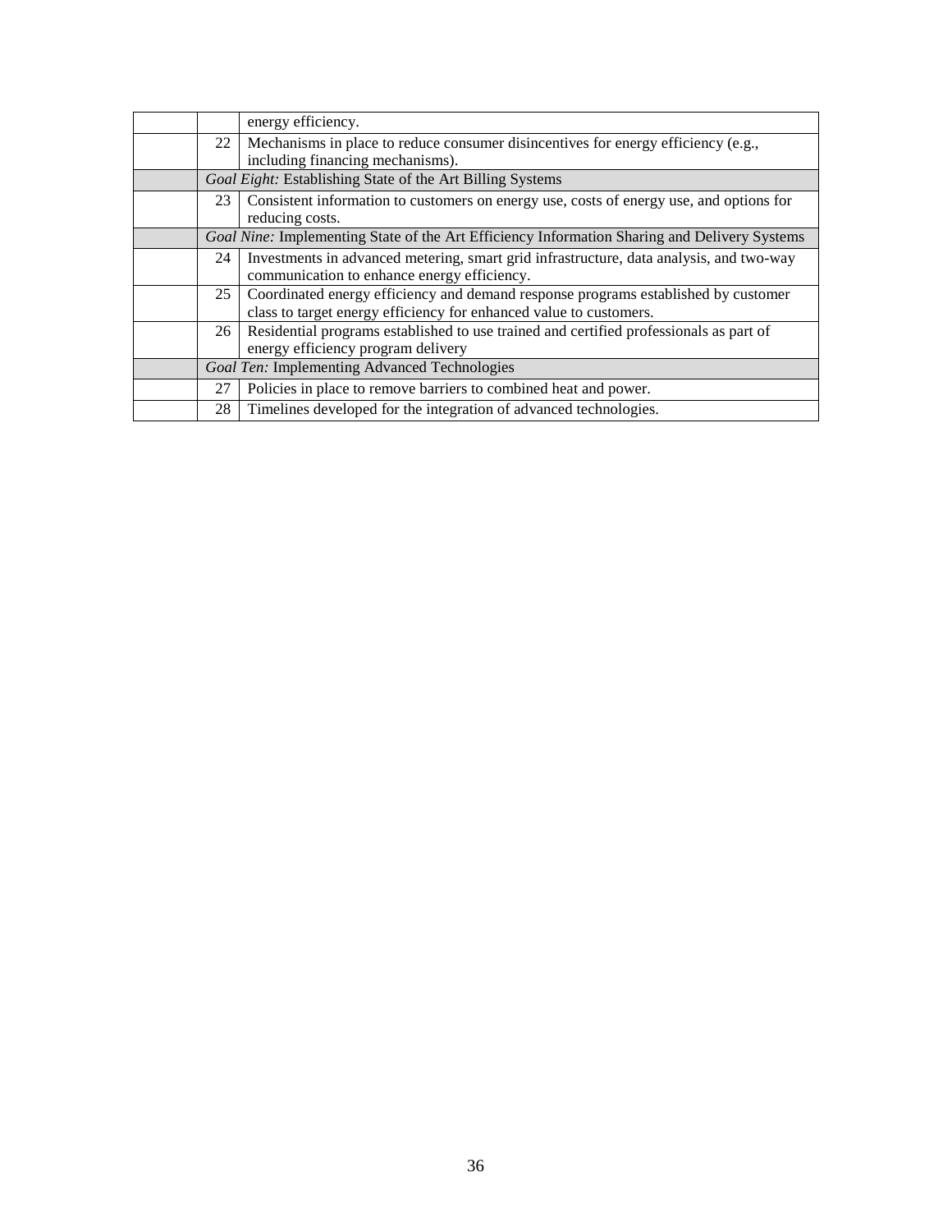| | | |
|---|---|---|
| | | energy efficiency. |
| | 22 | Mechanisms in place to reduce consumer disincentives for energy efficiency (e.g., including financing mechanisms). |
| | *Goal Eight:* Establishing State of the Art Billing Systems | |
| | 23 | Consistent information to customers on energy use, costs of energy use, and options for reducing costs. |
| | *Goal Nine:* Implementing State of the Art Efficiency Information Sharing and Delivery Systems | |
| | 24 | Investments in advanced metering, smart grid infrastructure, data analysis, and two-way communication to enhance energy efficiency. |
| | 25 | Coordinated energy efficiency and demand response programs established by customer class to target energy efficiency for enhanced value to customers. |
| | 26 | Residential programs established to use trained and certified professionals as part of energy efficiency program delivery |
| | *Goal Ten:* Implementing Advanced Technologies | |
| | 27 | Policies in place to remove barriers to combined heat and power. |
| | 28 | Timelines developed for the integration of advanced technologies. |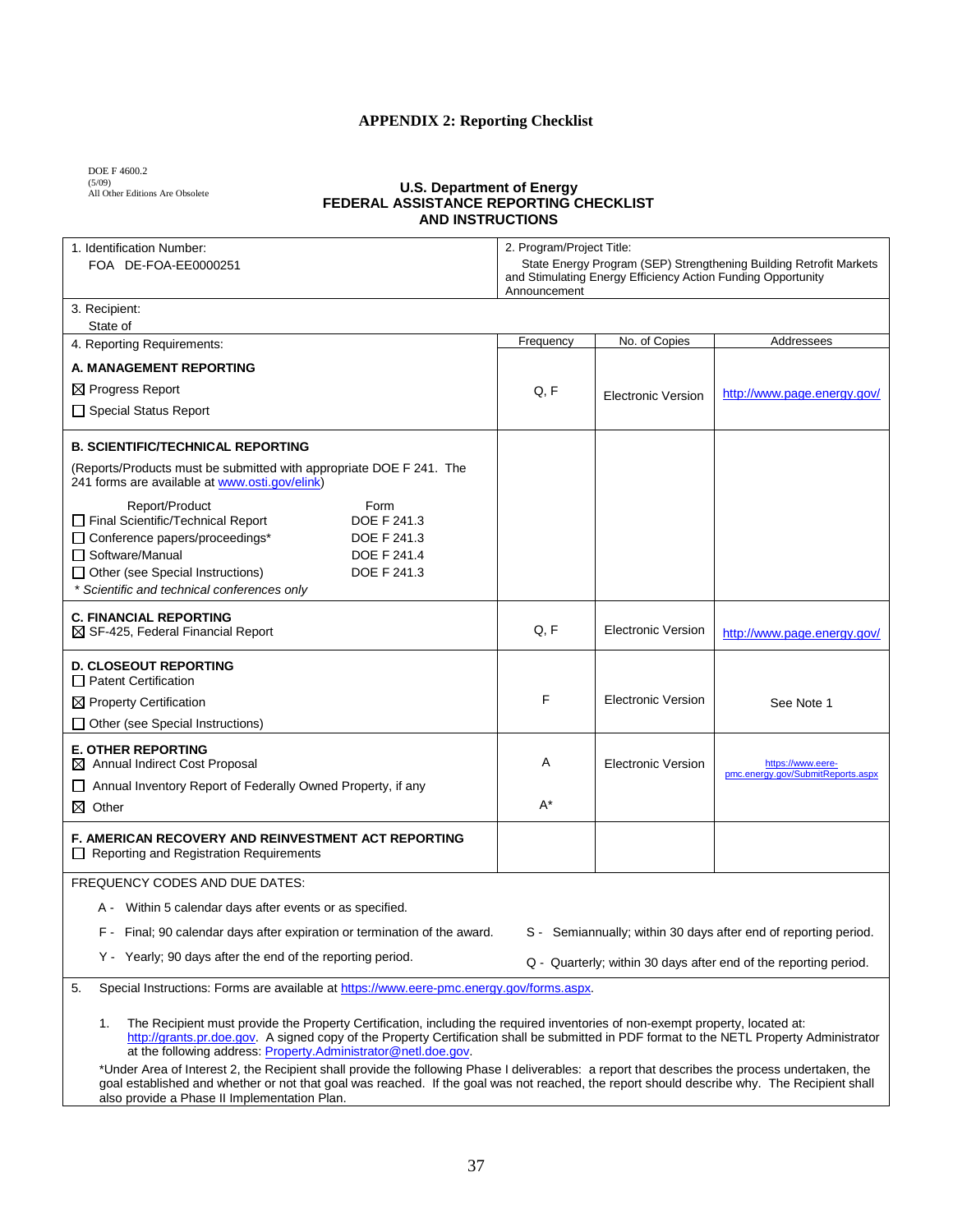## APPENDIX 2: Reporting Checklist

DOE F 4600.2
(5/09)
All Other Editions Are Obsolete

### U.S. Department of Energy
### FEDERAL ASSISTANCE REPORTING CHECKLIST AND INSTRUCTIONS

| 1. Identification Number: FOA DE-FOA-EE0000251 | 2. Program/Project Title: State Energy Program (SEP) Strengthening Building Retrofit Markets and Stimulating Energy Efficiency Action Funding Opportunity Announcement | | |
|---|---|---|---|
| 3. Recipient: State of | | | |
| 4. Reporting Requirements: | Frequency | No. of Copies | Addressees |
| **A. MANAGEMENT REPORTING**<br>☒ Progress Report<br>☐ Special Status Report | Q, F | Electronic Version | http://www.page.energy.gov/ |
| **B. SCIENTIFIC/TECHNICAL REPORTING**<br>(Reports/Products must be submitted with appropriate DOE F 241. The 241 forms are available at www.osti.gov/elink)<br>Report/Product — Form<br>☐ Final Scientific/Technical Report — DOE F 241.3<br>☐ Conference papers/proceedings* — DOE F 241.3<br>☐ Software/Manual — DOE F 241.4<br>☐ Other (see Special Instructions) — DOE F 241.3<br>*\* Scientific and technical conferences only* | | | |
| **C. FINANCIAL REPORTING**<br>☒ SF-425, Federal Financial Report | Q, F | Electronic Version | http://www.page.energy.gov/ |
| **D. CLOSEOUT REPORTING**<br>☐ Patent Certification<br>☒ Property Certification<br>☐ Other (see Special Instructions) | F | Electronic Version | See Note 1 |
| **E. OTHER REPORTING**<br>☒ Annual Indirect Cost Proposal<br>☐ Annual Inventory Report of Federally Owned Property, if any<br>☒ Other | A<br><br>A* | Electronic Version | https://www.eere-pmc.energy.gov/SubmitReports.aspx |
| **F. AMERICAN RECOVERY AND REINVESTMENT ACT REPORTING**<br>☐ Reporting and Registration Requirements | | | |

FREQUENCY CODES AND DUE DATES:

- A - Within 5 calendar days after events or as specified.
- F - Final; 90 calendar days after expiration or termination of the award.
- Y - Yearly; 90 days after the end of the reporting period.
- S - Semiannually; within 30 days after end of reporting period.
- Q - Quarterly; within 30 days after end of the reporting period.

5. Special Instructions: Forms are available at https://www.eere-pmc.energy.gov/forms.aspx.

1. The Recipient must provide the Property Certification, including the required inventories of non-exempt property, located at: http://grants.pr.doe.gov. A signed copy of the Property Certification shall be submitted in PDF format to the NETL Property Administrator at the following address: Property.Administrator@netl.doe.gov.

*Under Area of Interest 2, the Recipient shall provide the following Phase I deliverables: a report that describes the process undertaken, the goal established and whether or not that goal was reached. If the goal was not reached, the report should describe why. The Recipient shall also provide a Phase II Implementation Plan.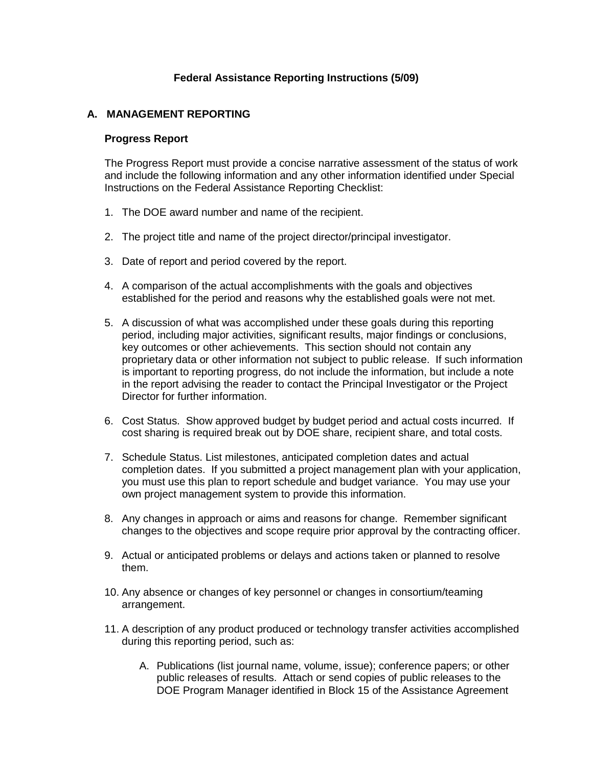**Federal Assistance Reporting Instructions (5/09)**

## A. MANAGEMENT REPORTING

### Progress Report

The Progress Report must provide a concise narrative assessment of the status of work and include the following information and any other information identified under Special Instructions on the Federal Assistance Reporting Checklist:

1. The DOE award number and name of the recipient.

2. The project title and name of the project director/principal investigator.

3. Date of report and period covered by the report.

4. A comparison of the actual accomplishments with the goals and objectives established for the period and reasons why the established goals were not met.

5. A discussion of what was accomplished under these goals during this reporting period, including major activities, significant results, major findings or conclusions, key outcomes or other achievements. This section should not contain any proprietary data or other information not subject to public release. If such information is important to reporting progress, do not include the information, but include a note in the report advising the reader to contact the Principal Investigator or the Project Director for further information.

6. Cost Status. Show approved budget by budget period and actual costs incurred. If cost sharing is required break out by DOE share, recipient share, and total costs.

7. Schedule Status. List milestones, anticipated completion dates and actual completion dates. If you submitted a project management plan with your application, you must use this plan to report schedule and budget variance. You may use your own project management system to provide this information.

8. Any changes in approach or aims and reasons for change. Remember significant changes to the objectives and scope require prior approval by the contracting officer.

9. Actual or anticipated problems or delays and actions taken or planned to resolve them.

10. Any absence or changes of key personnel or changes in consortium/teaming arrangement.

11. A description of any product produced or technology transfer activities accomplished during this reporting period, such as:

    A. Publications (list journal name, volume, issue); conference papers; or other public releases of results. Attach or send copies of public releases to the DOE Program Manager identified in Block 15 of the Assistance Agreement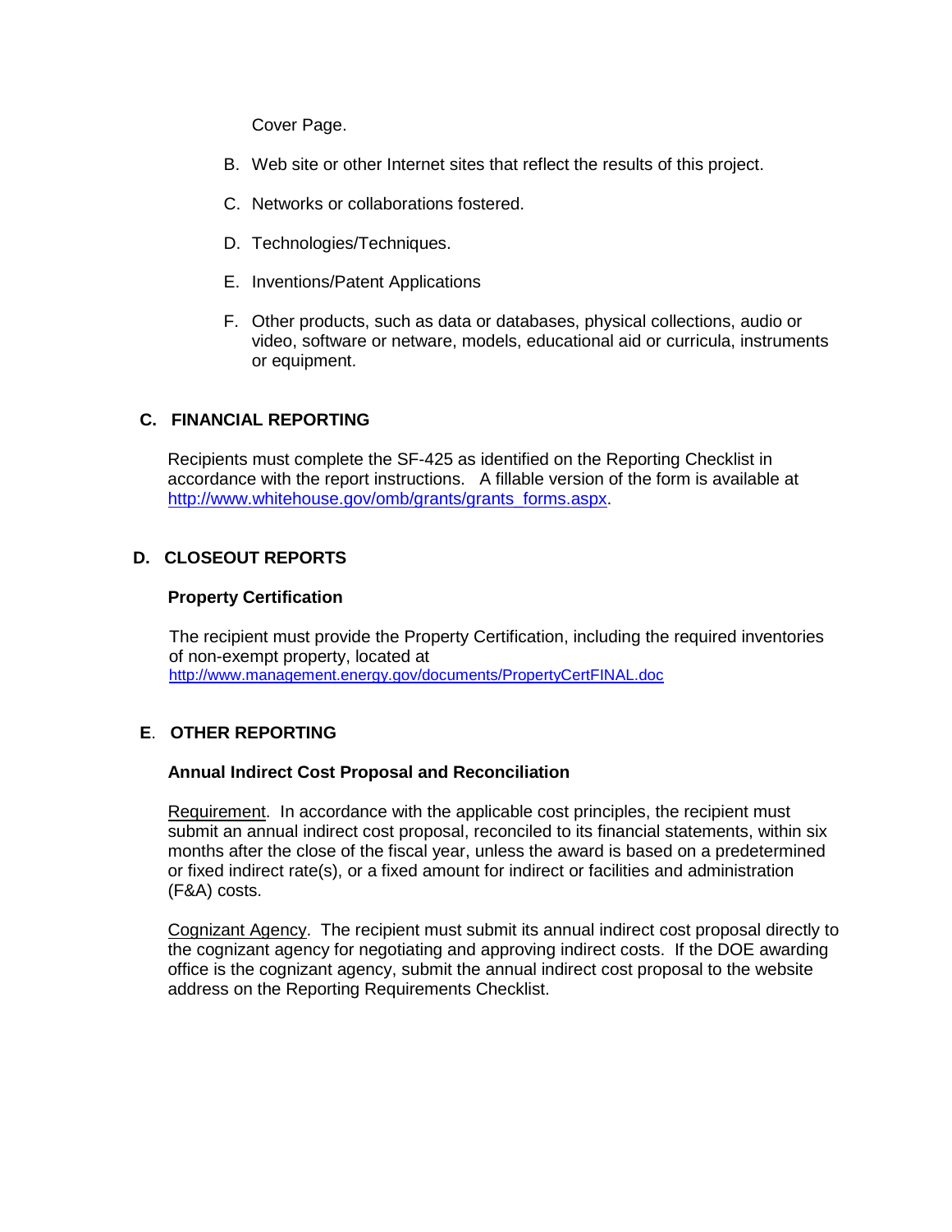Cover Page.

B. Web site or other Internet sites that reflect the results of this project.

C. Networks or collaborations fostered.

D. Technologies/Techniques.

E. Inventions/Patent Applications

F. Other products, such as data or databases, physical collections, audio or video, software or netware, models, educational aid or curricula, instruments or equipment.

## C. FINANCIAL REPORTING

Recipients must complete the SF-425 as identified on the Reporting Checklist in accordance with the report instructions. A fillable version of the form is available at http://www.whitehouse.gov/omb/grants/grants_forms.aspx.

## D. CLOSEOUT REPORTS

### Property Certification

The recipient must provide the Property Certification, including the required inventories of non-exempt property, located at http://www.management.energy.gov/documents/PropertyCertFINAL.doc

## E. OTHER REPORTING

### Annual Indirect Cost Proposal and Reconciliation

Requirement. In accordance with the applicable cost principles, the recipient must submit an annual indirect cost proposal, reconciled to its financial statements, within six months after the close of the fiscal year, unless the award is based on a predetermined or fixed indirect rate(s), or a fixed amount for indirect or facilities and administration (F&A) costs.

Cognizant Agency. The recipient must submit its annual indirect cost proposal directly to the cognizant agency for negotiating and approving indirect costs. If the DOE awarding office is the cognizant agency, submit the annual indirect cost proposal to the website address on the Reporting Requirements Checklist.